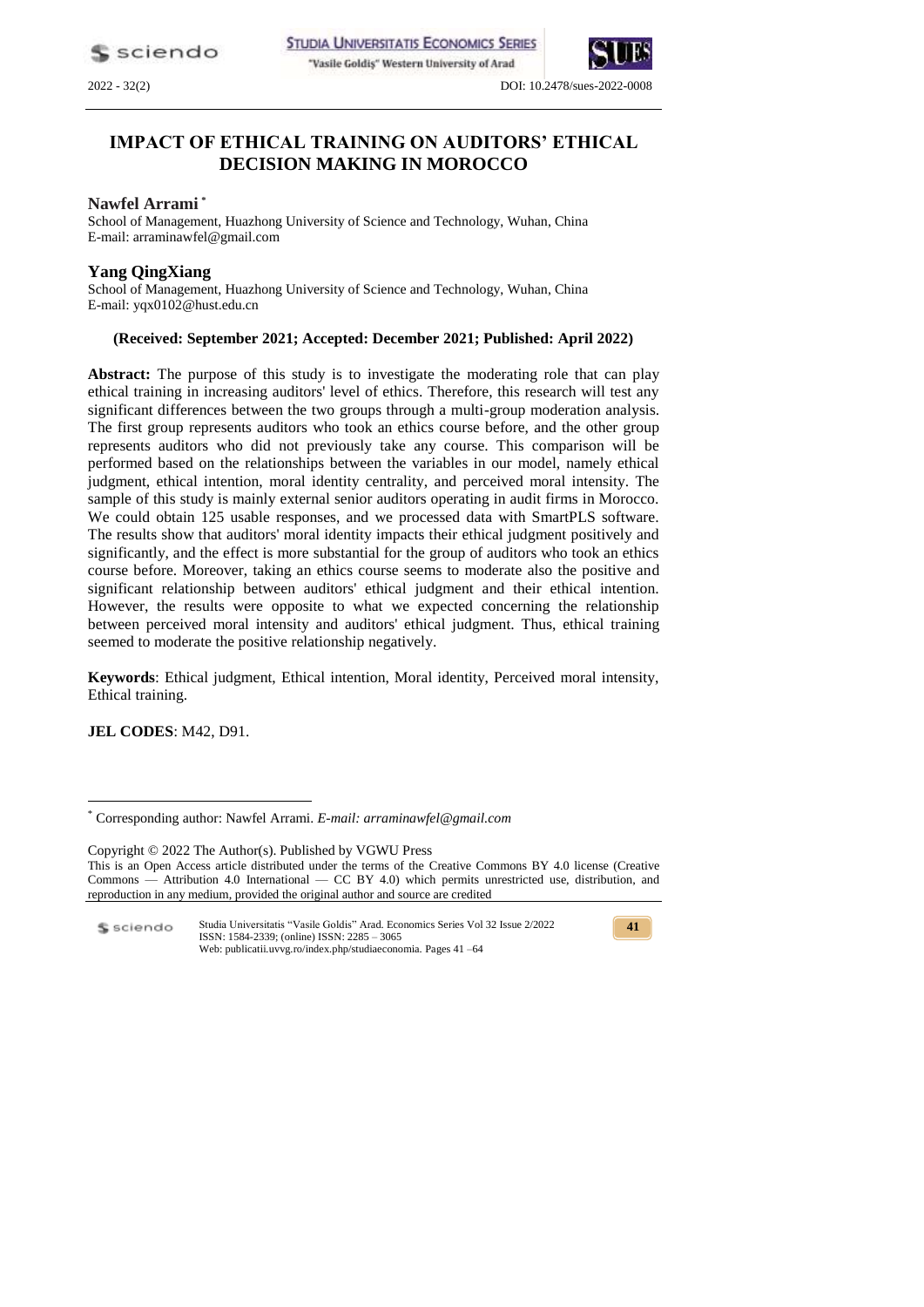# IMPACT OF ETHICAL TRAINING ON AUDITORS' ETHICAL DECISION MAKING IN MOROCCO

**Nawfel Arrami** *

School of Management, Huazhong University of Science and Technology, Wuhan, China
E-mail: arraminawfel@gmail.com

**Yang QingXiang**

School of Management, Huazhong University of Science and Technology, Wuhan, China
E-mail: yqx0102@hust.edu.cn

**(Received: September 2021; Accepted: December 2021; Published: April 2022)**

**Abstract:** The purpose of this study is to investigate the moderating role that can play ethical training in increasing auditors' level of ethics. Therefore, this research will test any significant differences between the two groups through a multi-group moderation analysis. The first group represents auditors who took an ethics course before, and the other group represents auditors who did not previously take any course. This comparison will be performed based on the relationships between the variables in our model, namely ethical judgment, ethical intention, moral identity centrality, and perceived moral intensity. The sample of this study is mainly external senior auditors operating in audit firms in Morocco. We could obtain 125 usable responses, and we processed data with SmartPLS software. The results show that auditors' moral identity impacts their ethical judgment positively and significantly, and the effect is more substantial for the group of auditors who took an ethics course before. Moreover, taking an ethics course seems to moderate also the positive and significant relationship between auditors' ethical judgment and their ethical intention. However, the results were opposite to what we expected concerning the relationship between perceived moral intensity and auditors' ethical judgment. Thus, ethical training seemed to moderate the positive relationship negatively.

**Keywords**: Ethical judgment, Ethical intention, Moral identity, Perceived moral intensity, Ethical training.

**JEL CODES**: M42, D91.

---

* Corresponding author: Nawfel Arrami. *E-mail: arraminawfel@gmail.com*

Copyright © 2022 The Author(s). Published by VGWU Press

This is an Open Access article distributed under the terms of the Creative Commons BY 4.0 license (Creative Commons — Attribution 4.0 International — CC BY 4.0) which permits unrestricted use, distribution, and reproduction in any medium, provided the original author and source are credited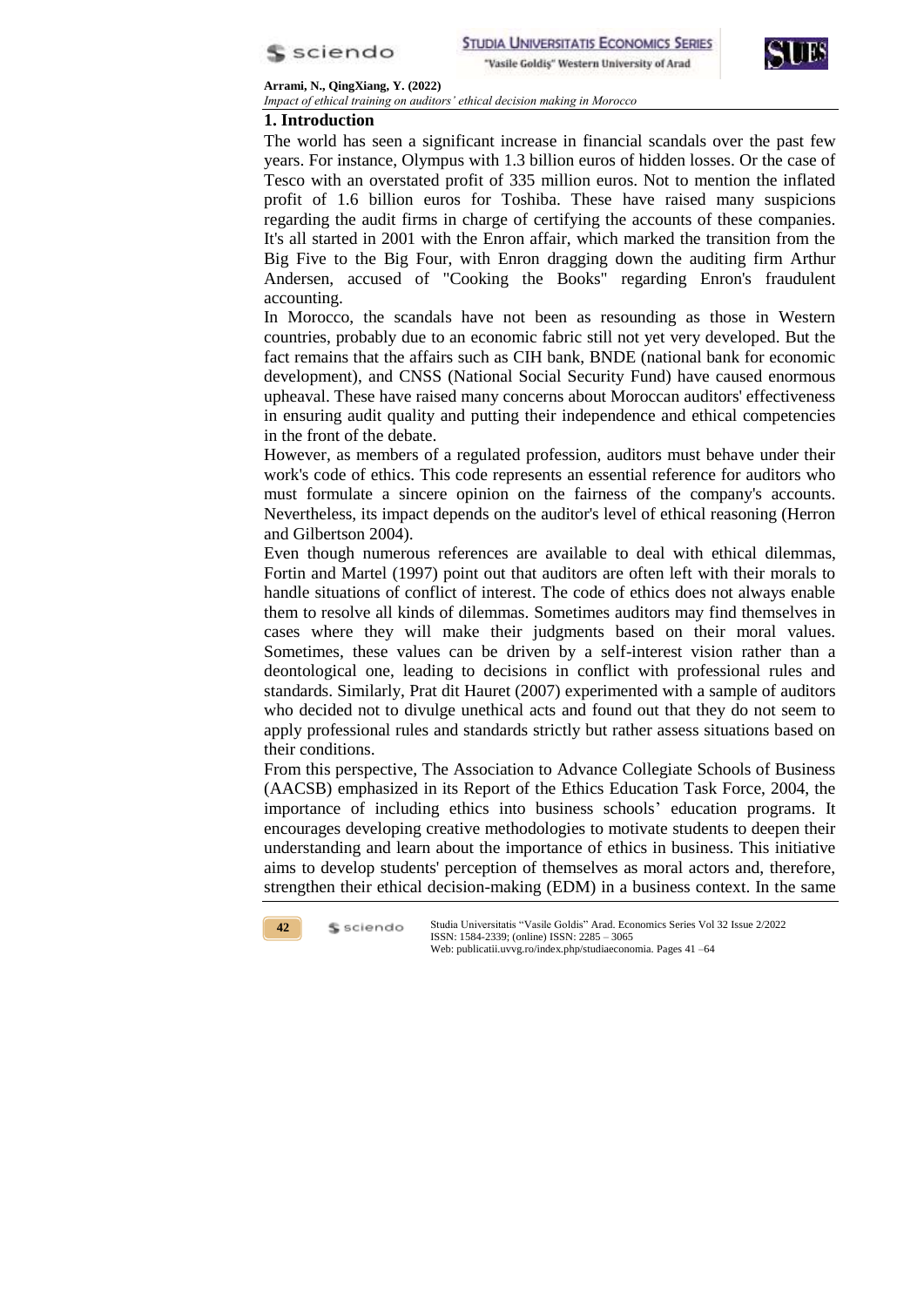## 1. Introduction

The world has seen a significant increase in financial scandals over the past few years. For instance, Olympus with 1.3 billion euros of hidden losses. Or the case of Tesco with an overstated profit of 335 million euros. Not to mention the inflated profit of 1.6 billion euros for Toshiba. These have raised many suspicions regarding the audit firms in charge of certifying the accounts of these companies. It's all started in 2001 with the Enron affair, which marked the transition from the Big Five to the Big Four, with Enron dragging down the auditing firm Arthur Andersen, accused of "Cooking the Books" regarding Enron's fraudulent accounting.

In Morocco, the scandals have not been as resounding as those in Western countries, probably due to an economic fabric still not yet very developed. But the fact remains that the affairs such as CIH bank, BNDE (national bank for economic development), and CNSS (National Social Security Fund) have caused enormous upheaval. These have raised many concerns about Moroccan auditors' effectiveness in ensuring audit quality and putting their independence and ethical competencies in the front of the debate.

However, as members of a regulated profession, auditors must behave under their work's code of ethics. This code represents an essential reference for auditors who must formulate a sincere opinion on the fairness of the company's accounts. Nevertheless, its impact depends on the auditor's level of ethical reasoning (Herron and Gilbertson 2004).

Even though numerous references are available to deal with ethical dilemmas, Fortin and Martel (1997) point out that auditors are often left with their morals to handle situations of conflict of interest. The code of ethics does not always enable them to resolve all kinds of dilemmas. Sometimes auditors may find themselves in cases where they will make their judgments based on their moral values. Sometimes, these values can be driven by a self-interest vision rather than a deontological one, leading to decisions in conflict with professional rules and standards. Similarly, Prat dit Hauret (2007) experimented with a sample of auditors who decided not to divulge unethical acts and found out that they do not seem to apply professional rules and standards strictly but rather assess situations based on their conditions.

From this perspective, The Association to Advance Collegiate Schools of Business (AACSB) emphasized in its Report of the Ethics Education Task Force, 2004, the importance of including ethics into business schools' education programs. It encourages developing creative methodologies to motivate students to deepen their understanding and learn about the importance of ethics in business. This initiative aims to develop students' perception of themselves as moral actors and, therefore, strengthen their ethical decision-making (EDM) in a business context. In the same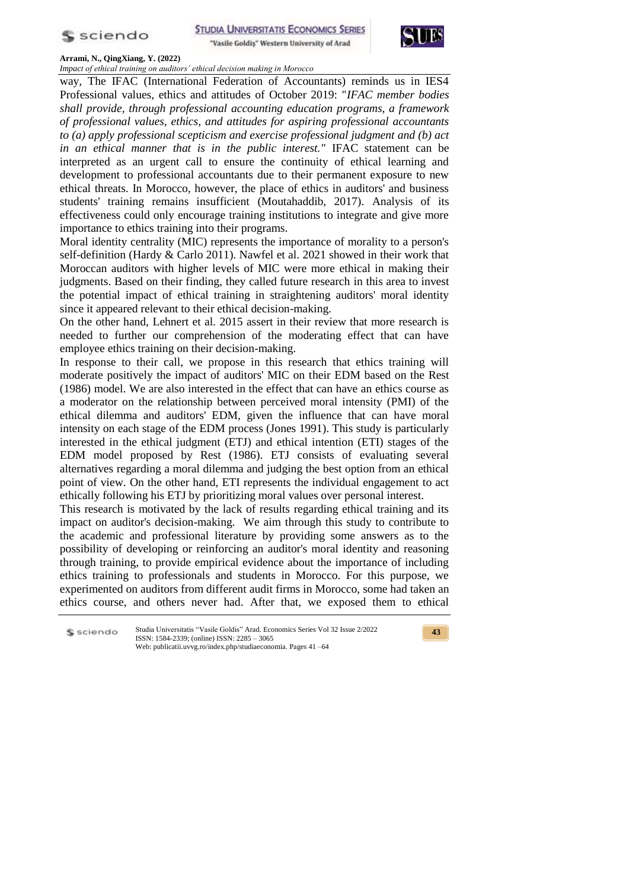way, The IFAC (International Federation of Accountants) reminds us in IES4 Professional values, ethics and attitudes of October 2019: "*IFAC member bodies shall provide, through professional accounting education programs, a framework of professional values, ethics, and attitudes for aspiring professional accountants to (a) apply professional scepticism and exercise professional judgment and (b) act in an ethical manner that is in the public interest."* IFAC statement can be interpreted as an urgent call to ensure the continuity of ethical learning and development to professional accountants due to their permanent exposure to new ethical threats. In Morocco, however, the place of ethics in auditors' and business students' training remains insufficient (Moutahaddib, 2017). Analysis of its effectiveness could only encourage training institutions to integrate and give more importance to ethics training into their programs.

Moral identity centrality (MIC) represents the importance of morality to a person's self-definition (Hardy & Carlo 2011). Nawfel et al. 2021 showed in their work that Moroccan auditors with higher levels of MIC were more ethical in making their judgments. Based on their finding, they called future research in this area to invest the potential impact of ethical training in straightening auditors' moral identity since it appeared relevant to their ethical decision-making.

On the other hand, Lehnert et al. 2015 assert in their review that more research is needed to further our comprehension of the moderating effect that can have employee ethics training on their decision-making.

In response to their call, we propose in this research that ethics training will moderate positively the impact of auditors' MIC on their EDM based on the Rest (1986) model. We are also interested in the effect that can have an ethics course as a moderator on the relationship between perceived moral intensity (PMI) of the ethical dilemma and auditors' EDM, given the influence that can have moral intensity on each stage of the EDM process (Jones 1991). This study is particularly interested in the ethical judgment (ETJ) and ethical intention (ETI) stages of the EDM model proposed by Rest (1986). ETJ consists of evaluating several alternatives regarding a moral dilemma and judging the best option from an ethical point of view. On the other hand, ETI represents the individual engagement to act ethically following his ETJ by prioritizing moral values over personal interest.

This research is motivated by the lack of results regarding ethical training and its impact on auditor's decision-making. We aim through this study to contribute to the academic and professional literature by providing some answers as to the possibility of developing or reinforcing an auditor's moral identity and reasoning through training, to provide empirical evidence about the importance of including ethics training to professionals and students in Morocco. For this purpose, we experimented on auditors from different audit firms in Morocco, some had taken an ethics course, and others never had. After that, we exposed them to ethical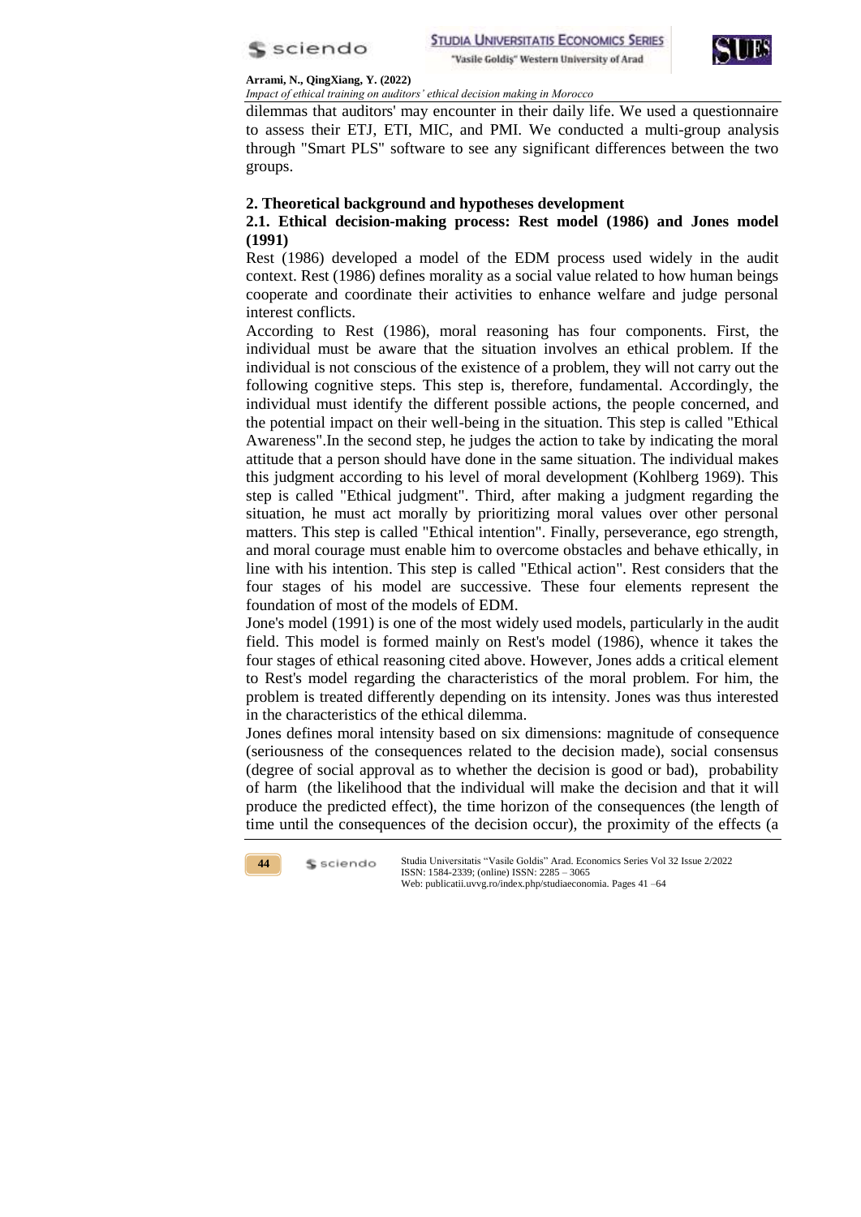dilemmas that auditors' may encounter in their daily life. We used a questionnaire to assess their ETJ, ETI, MIC, and PMI. We conducted a multi-group analysis through "Smart PLS" software to see any significant differences between the two groups.

## 2. Theoretical background and hypotheses development

### 2.1. Ethical decision-making process: Rest model (1986) and Jones model (1991)

Rest (1986) developed a model of the EDM process used widely in the audit context. Rest (1986) defines morality as a social value related to how human beings cooperate and coordinate their activities to enhance welfare and judge personal interest conflicts.

According to Rest (1986), moral reasoning has four components. First, the individual must be aware that the situation involves an ethical problem. If the individual is not conscious of the existence of a problem, they will not carry out the following cognitive steps. This step is, therefore, fundamental. Accordingly, the individual must identify the different possible actions, the people concerned, and the potential impact on their well-being in the situation. This step is called "Ethical Awareness".In the second step, he judges the action to take by indicating the moral attitude that a person should have done in the same situation. The individual makes this judgment according to his level of moral development (Kohlberg 1969). This step is called "Ethical judgment". Third, after making a judgment regarding the situation, he must act morally by prioritizing moral values over other personal matters. This step is called "Ethical intention". Finally, perseverance, ego strength, and moral courage must enable him to overcome obstacles and behave ethically, in line with his intention. This step is called "Ethical action". Rest considers that the four stages of his model are successive. These four elements represent the foundation of most of the models of EDM.

Jone's model (1991) is one of the most widely used models, particularly in the audit field. This model is formed mainly on Rest's model (1986), whence it takes the four stages of ethical reasoning cited above. However, Jones adds a critical element to Rest's model regarding the characteristics of the moral problem. For him, the problem is treated differently depending on its intensity. Jones was thus interested in the characteristics of the ethical dilemma.

Jones defines moral intensity based on six dimensions: magnitude of consequence (seriousness of the consequences related to the decision made), social consensus (degree of social approval as to whether the decision is good or bad), probability of harm (the likelihood that the individual will make the decision and that it will produce the predicted effect), the time horizon of the consequences (the length of time until the consequences of the decision occur), the proximity of the effects (a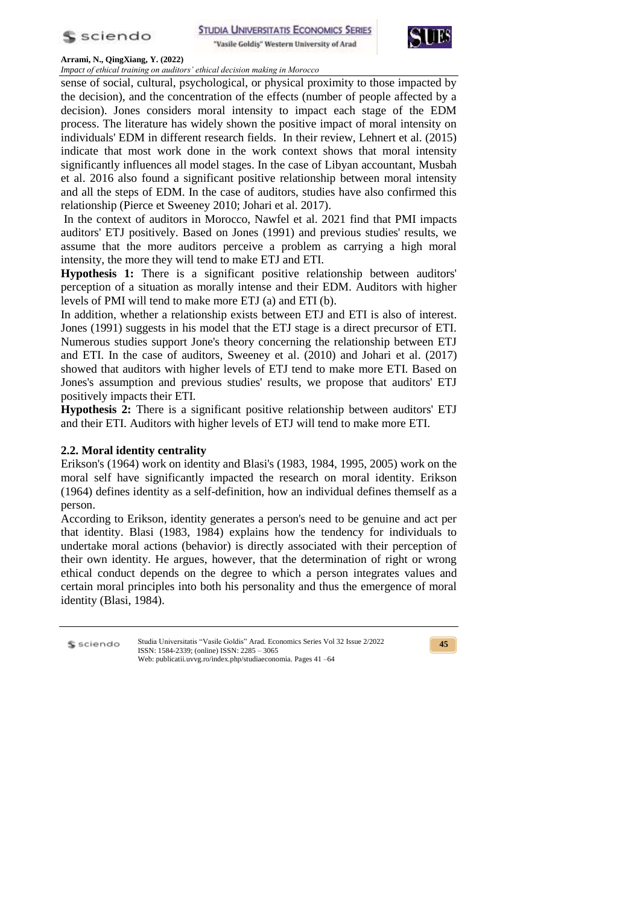sense of social, cultural, psychological, or physical proximity to those impacted by the decision), and the concentration of the effects (number of people affected by a decision). Jones considers moral intensity to impact each stage of the EDM process. The literature has widely shown the positive impact of moral intensity on individuals' EDM in different research fields. In their review, Lehnert et al. (2015) indicate that most work done in the work context shows that moral intensity significantly influences all model stages. In the case of Libyan accountant, Musbah et al. 2016 also found a significant positive relationship between moral intensity and all the steps of EDM. In the case of auditors, studies have also confirmed this relationship (Pierce et Sweeney 2010; Johari et al. 2017).

In the context of auditors in Morocco, Nawfel et al. 2021 find that PMI impacts auditors' ETJ positively. Based on Jones (1991) and previous studies' results, we assume that the more auditors perceive a problem as carrying a high moral intensity, the more they will tend to make ETJ and ETI.

**Hypothesis 1:** There is a significant positive relationship between auditors' perception of a situation as morally intense and their EDM. Auditors with higher levels of PMI will tend to make more ETJ (a) and ETI (b).

In addition, whether a relationship exists between ETJ and ETI is also of interest. Jones (1991) suggests in his model that the ETJ stage is a direct precursor of ETI. Numerous studies support Jone's theory concerning the relationship between ETJ and ETI. In the case of auditors, Sweeney et al. (2010) and Johari et al. (2017) showed that auditors with higher levels of ETJ tend to make more ETI. Based on Jones's assumption and previous studies' results, we propose that auditors' ETJ positively impacts their ETI.

**Hypothesis 2:** There is a significant positive relationship between auditors' ETJ and their ETI. Auditors with higher levels of ETJ will tend to make more ETI.

### 2.2. Moral identity centrality

Erikson's (1964) work on identity and Blasi's (1983, 1984, 1995, 2005) work on the moral self have significantly impacted the research on moral identity. Erikson (1964) defines identity as a self-definition, how an individual defines themself as a person.

According to Erikson, identity generates a person's need to be genuine and act per that identity. Blasi (1983, 1984) explains how the tendency for individuals to undertake moral actions (behavior) is directly associated with their perception of their own identity. He argues, however, that the determination of right or wrong ethical conduct depends on the degree to which a person integrates values and certain moral principles into both his personality and thus the emergence of moral identity (Blasi, 1984).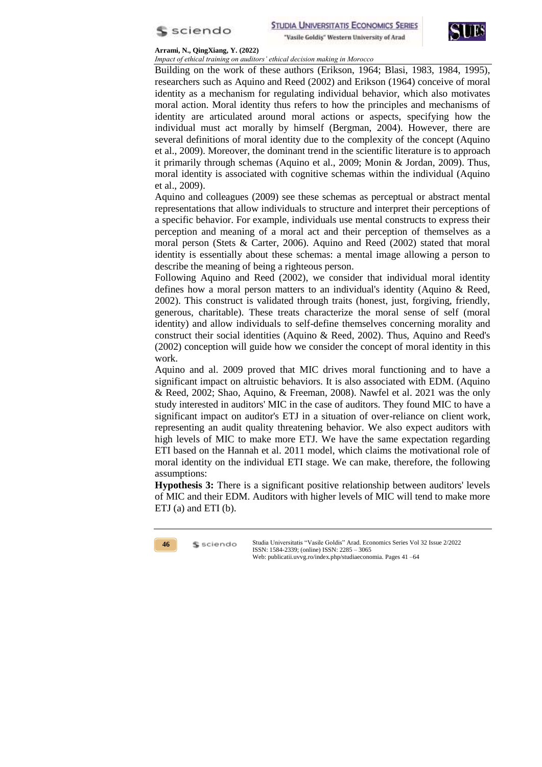Building on the work of these authors (Erikson, 1964; Blasi, 1983, 1984, 1995), researchers such as Aquino and Reed (2002) and Erikson (1964) conceive of moral identity as a mechanism for regulating individual behavior, which also motivates moral action. Moral identity thus refers to how the principles and mechanisms of identity are articulated around moral actions or aspects, specifying how the individual must act morally by himself (Bergman, 2004). However, there are several definitions of moral identity due to the complexity of the concept (Aquino et al., 2009). Moreover, the dominant trend in the scientific literature is to approach it primarily through schemas (Aquino et al., 2009; Monin & Jordan, 2009). Thus, moral identity is associated with cognitive schemas within the individual (Aquino et al., 2009).

Aquino and colleagues (2009) see these schemas as perceptual or abstract mental representations that allow individuals to structure and interpret their perceptions of a specific behavior. For example, individuals use mental constructs to express their perception and meaning of a moral act and their perception of themselves as a moral person (Stets & Carter, 2006). Aquino and Reed (2002) stated that moral identity is essentially about these schemas: a mental image allowing a person to describe the meaning of being a righteous person.

Following Aquino and Reed (2002), we consider that individual moral identity defines how a moral person matters to an individual's identity (Aquino & Reed, 2002). This construct is validated through traits (honest, just, forgiving, friendly, generous, charitable). These treats characterize the moral sense of self (moral identity) and allow individuals to self-define themselves concerning morality and construct their social identities (Aquino & Reed, 2002). Thus, Aquino and Reed's (2002) conception will guide how we consider the concept of moral identity in this work.

Aquino and al. 2009 proved that MIC drives moral functioning and to have a significant impact on altruistic behaviors. It is also associated with EDM. (Aquino & Reed, 2002; Shao, Aquino, & Freeman, 2008). Nawfel et al. 2021 was the only study interested in auditors' MIC in the case of auditors. They found MIC to have a significant impact on auditor's ETJ in a situation of over-reliance on client work, representing an audit quality threatening behavior. We also expect auditors with high levels of MIC to make more ETJ. We have the same expectation regarding ETI based on the Hannah et al. 2011 model, which claims the motivational role of moral identity on the individual ETI stage. We can make, therefore, the following assumptions:

**Hypothesis 3:** There is a significant positive relationship between auditors' levels of MIC and their EDM. Auditors with higher levels of MIC will tend to make more ETJ (a) and ETI (b).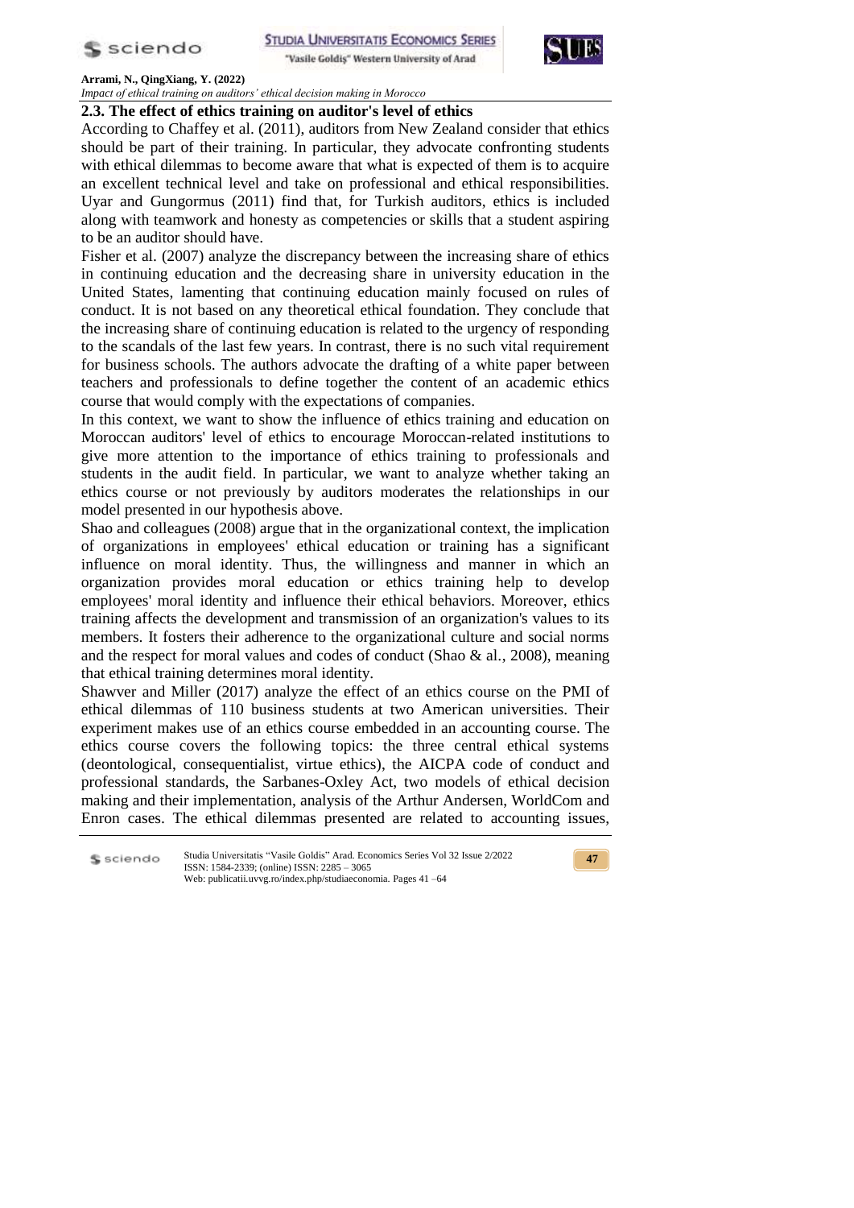### 2.3. The effect of ethics training on auditor's level of ethics

According to Chaffey et al. (2011), auditors from New Zealand consider that ethics should be part of their training. In particular, they advocate confronting students with ethical dilemmas to become aware that what is expected of them is to acquire an excellent technical level and take on professional and ethical responsibilities. Uyar and Gungormus (2011) find that, for Turkish auditors, ethics is included along with teamwork and honesty as competencies or skills that a student aspiring to be an auditor should have.

Fisher et al. (2007) analyze the discrepancy between the increasing share of ethics in continuing education and the decreasing share in university education in the United States, lamenting that continuing education mainly focused on rules of conduct. It is not based on any theoretical ethical foundation. They conclude that the increasing share of continuing education is related to the urgency of responding to the scandals of the last few years. In contrast, there is no such vital requirement for business schools. The authors advocate the drafting of a white paper between teachers and professionals to define together the content of an academic ethics course that would comply with the expectations of companies.

In this context, we want to show the influence of ethics training and education on Moroccan auditors' level of ethics to encourage Moroccan-related institutions to give more attention to the importance of ethics training to professionals and students in the audit field. In particular, we want to analyze whether taking an ethics course or not previously by auditors moderates the relationships in our model presented in our hypothesis above.

Shao and colleagues (2008) argue that in the organizational context, the implication of organizations in employees' ethical education or training has a significant influence on moral identity. Thus, the willingness and manner in which an organization provides moral education or ethics training help to develop employees' moral identity and influence their ethical behaviors. Moreover, ethics training affects the development and transmission of an organization's values to its members. It fosters their adherence to the organizational culture and social norms and the respect for moral values and codes of conduct (Shao & al., 2008), meaning that ethical training determines moral identity.

Shawver and Miller (2017) analyze the effect of an ethics course on the PMI of ethical dilemmas of 110 business students at two American universities. Their experiment makes use of an ethics course embedded in an accounting course. The ethics course covers the following topics: the three central ethical systems (deontological, consequentialist, virtue ethics), the AICPA code of conduct and professional standards, the Sarbanes-Oxley Act, two models of ethical decision making and their implementation, analysis of the Arthur Andersen, WorldCom and Enron cases. The ethical dilemmas presented are related to accounting issues,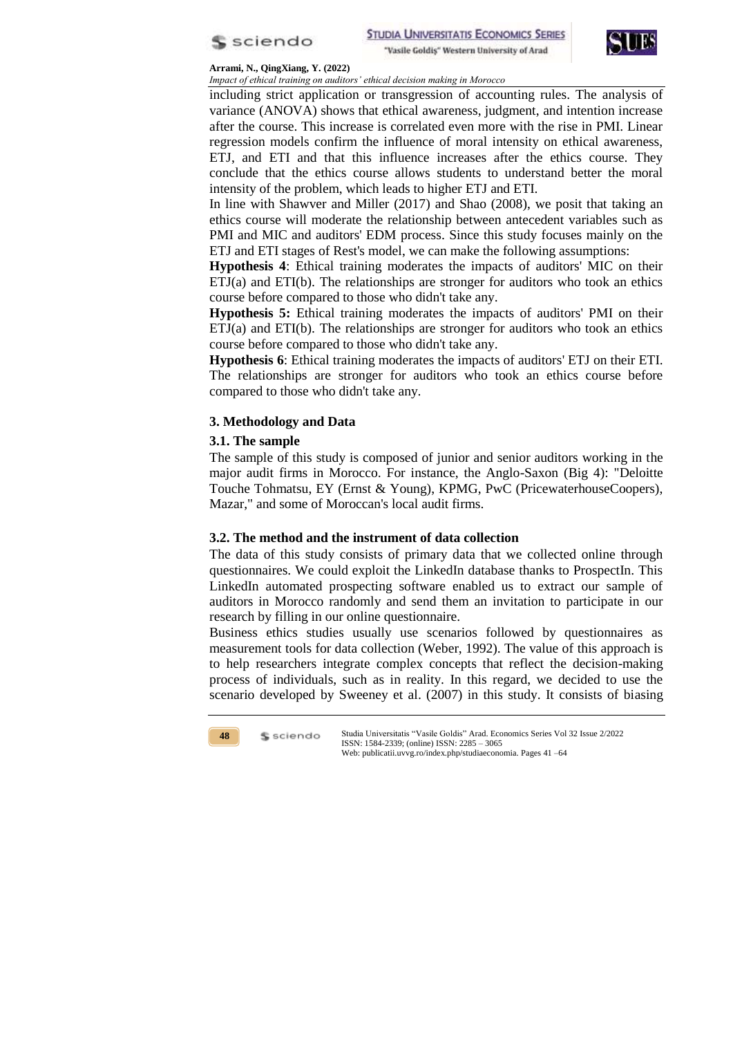including strict application or transgression of accounting rules. The analysis of variance (ANOVA) shows that ethical awareness, judgment, and intention increase after the course. This increase is correlated even more with the rise in PMI. Linear regression models confirm the influence of moral intensity on ethical awareness, ETJ, and ETI and that this influence increases after the ethics course. They conclude that the ethics course allows students to understand better the moral intensity of the problem, which leads to higher ETJ and ETI.

In line with Shawver and Miller (2017) and Shao (2008), we posit that taking an ethics course will moderate the relationship between antecedent variables such as PMI and MIC and auditors' EDM process. Since this study focuses mainly on the ETJ and ETI stages of Rest's model, we can make the following assumptions:

**Hypothesis 4**: Ethical training moderates the impacts of auditors' MIC on their ETJ(a) and ETI(b). The relationships are stronger for auditors who took an ethics course before compared to those who didn't take any.

**Hypothesis 5:** Ethical training moderates the impacts of auditors' PMI on their ETJ(a) and ETI(b). The relationships are stronger for auditors who took an ethics course before compared to those who didn't take any.

**Hypothesis 6**: Ethical training moderates the impacts of auditors' ETJ on their ETI. The relationships are stronger for auditors who took an ethics course before compared to those who didn't take any.

## 3. Methodology and Data

### 3.1. The sample

The sample of this study is composed of junior and senior auditors working in the major audit firms in Morocco. For instance, the Anglo-Saxon (Big 4): "Deloitte Touche Tohmatsu, EY (Ernst & Young), KPMG, PwC (PricewaterhouseCoopers), Mazar," and some of Moroccan's local audit firms.

### 3.2. The method and the instrument of data collection

The data of this study consists of primary data that we collected online through questionnaires. We could exploit the LinkedIn database thanks to ProspectIn. This LinkedIn automated prospecting software enabled us to extract our sample of auditors in Morocco randomly and send them an invitation to participate in our research by filling in our online questionnaire.

Business ethics studies usually use scenarios followed by questionnaires as measurement tools for data collection (Weber, 1992). The value of this approach is to help researchers integrate complex concepts that reflect the decision-making process of individuals, such as in reality. In this regard, we decided to use the scenario developed by Sweeney et al. (2007) in this study. It consists of biasing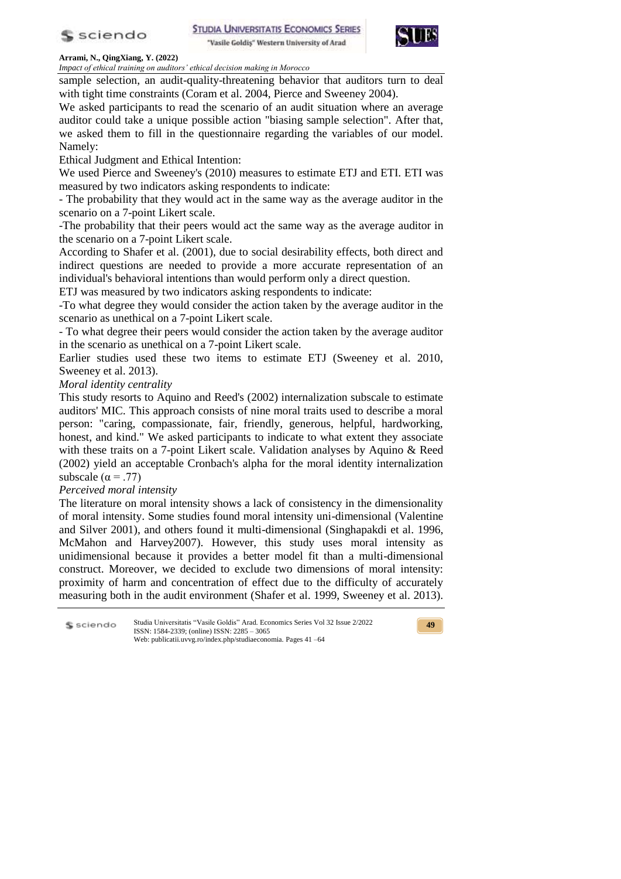sample selection, an audit-quality-threatening behavior that auditors turn to deal with tight time constraints (Coram et al. 2004, Pierce and Sweeney 2004).

We asked participants to read the scenario of an audit situation where an average auditor could take a unique possible action "biasing sample selection". After that, we asked them to fill in the questionnaire regarding the variables of our model. Namely:

Ethical Judgment and Ethical Intention:

We used Pierce and Sweeney's (2010) measures to estimate ETJ and ETI. ETI was measured by two indicators asking respondents to indicate:

- The probability that they would act in the same way as the average auditor in the scenario on a 7-point Likert scale.
- The probability that their peers would act the same way as the average auditor in the scenario on a 7-point Likert scale.

According to Shafer et al. (2001), due to social desirability effects, both direct and indirect questions are needed to provide a more accurate representation of an individual's behavioral intentions than would perform only a direct question.

ETJ was measured by two indicators asking respondents to indicate:

- To what degree they would consider the action taken by the average auditor in the scenario as unethical on a 7-point Likert scale.
- To what degree their peers would consider the action taken by the average auditor in the scenario as unethical on a 7-point Likert scale.

Earlier studies used these two items to estimate ETJ (Sweeney et al. 2010, Sweeney et al. 2013).

*Moral identity centrality*

This study resorts to Aquino and Reed's (2002) internalization subscale to estimate auditors' MIC. This approach consists of nine moral traits used to describe a moral person: "caring, compassionate, fair, friendly, generous, helpful, hardworking, honest, and kind." We asked participants to indicate to what extent they associate with these traits on a 7-point Likert scale. Validation analyses by Aquino & Reed (2002) yield an acceptable Cronbach's alpha for the moral identity internalization subscale ($\alpha = .77$)

*Perceived moral intensity*

The literature on moral intensity shows a lack of consistency in the dimensionality of moral intensity. Some studies found moral intensity uni-dimensional (Valentine and Silver 2001), and others found it multi-dimensional (Singhapakdi et al. 1996, McMahon and Harvey2007). However, this study uses moral intensity as unidimensional because it provides a better model fit than a multi-dimensional construct. Moreover, we decided to exclude two dimensions of moral intensity: proximity of harm and concentration of effect due to the difficulty of accurately measuring both in the audit environment (Shafer et al. 1999, Sweeney et al. 2013).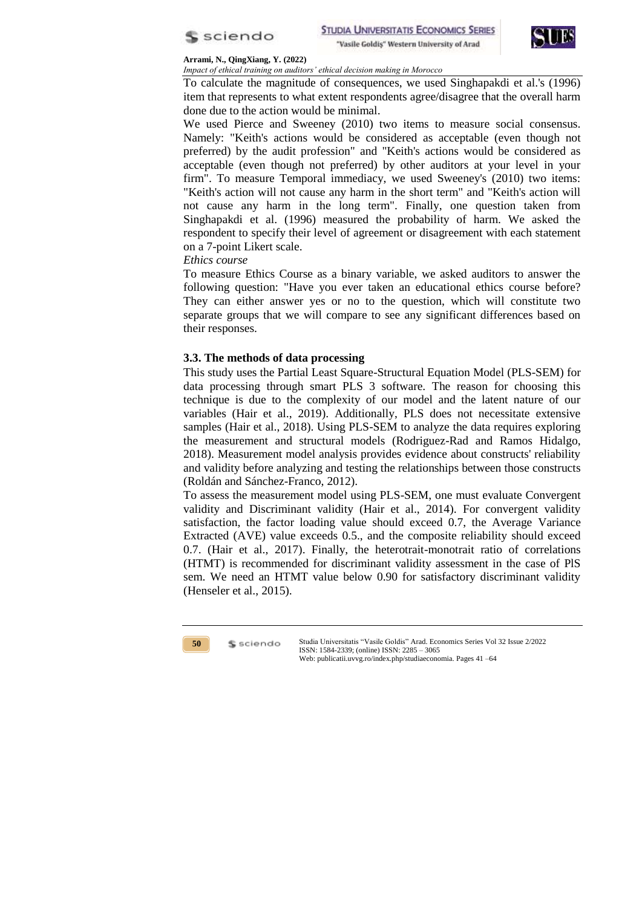To calculate the magnitude of consequences, we used Singhapakdi et al.'s (1996) item that represents to what extent respondents agree/disagree that the overall harm done due to the action would be minimal.

We used Pierce and Sweeney (2010) two items to measure social consensus. Namely: "Keith's actions would be considered as acceptable (even though not preferred) by the audit profession" and "Keith's actions would be considered as acceptable (even though not preferred) by other auditors at your level in your firm". To measure Temporal immediacy, we used Sweeney's (2010) two items: "Keith's action will not cause any harm in the short term" and "Keith's action will not cause any harm in the long term". Finally, one question taken from Singhapakdi et al. (1996) measured the probability of harm. We asked the respondent to specify their level of agreement or disagreement with each statement on a 7-point Likert scale.

*Ethics course*

To measure Ethics Course as a binary variable, we asked auditors to answer the following question: "Have you ever taken an educational ethics course before? They can either answer yes or no to the question, which will constitute two separate groups that we will compare to see any significant differences based on their responses.

### 3.3. The methods of data processing

This study uses the Partial Least Square-Structural Equation Model (PLS-SEM) for data processing through smart PLS 3 software. The reason for choosing this technique is due to the complexity of our model and the latent nature of our variables (Hair et al., 2019). Additionally, PLS does not necessitate extensive samples (Hair et al., 2018). Using PLS-SEM to analyze the data requires exploring the measurement and structural models (Rodriguez-Rad and Ramos Hidalgo, 2018). Measurement model analysis provides evidence about constructs' reliability and validity before analyzing and testing the relationships between those constructs (Roldán and Sánchez-Franco, 2012).

To assess the measurement model using PLS-SEM, one must evaluate Convergent validity and Discriminant validity (Hair et al., 2014). For convergent validity satisfaction, the factor loading value should exceed 0.7, the Average Variance Extracted (AVE) value exceeds 0.5., and the composite reliability should exceed 0.7. (Hair et al., 2017). Finally, the heterotrait-monotrait ratio of correlations (HTMT) is recommended for discriminant validity assessment in the case of PlS sem. We need an HTMT value below 0.90 for satisfactory discriminant validity (Henseler et al., 2015).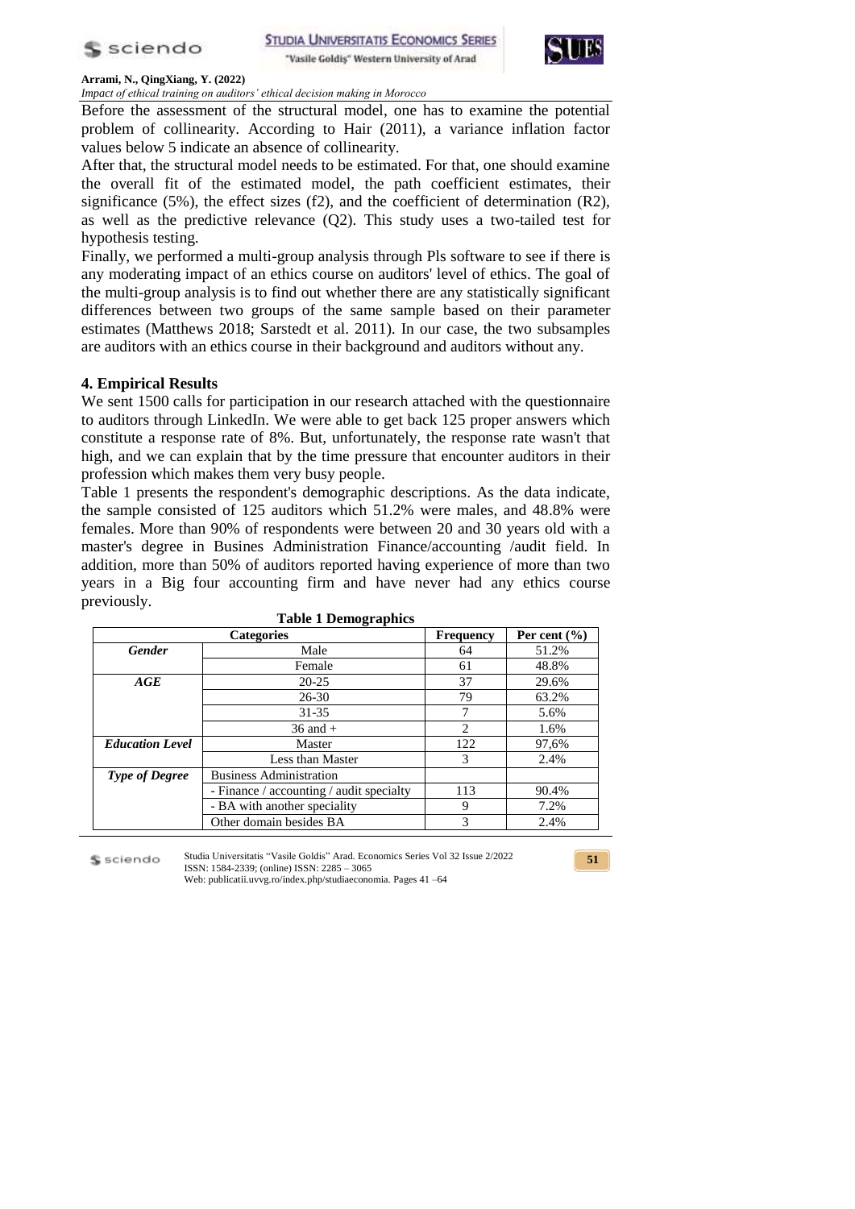Before the assessment of the structural model, one has to examine the potential problem of collinearity. According to Hair (2011), a variance inflation factor values below 5 indicate an absence of collinearity.

After that, the structural model needs to be estimated. For that, one should examine the overall fit of the estimated model, the path coefficient estimates, their significance (5%), the effect sizes (f2), and the coefficient of determination (R2), as well as the predictive relevance (Q2). This study uses a two-tailed test for hypothesis testing.

Finally, we performed a multi-group analysis through Pls software to see if there is any moderating impact of an ethics course on auditors' level of ethics. The goal of the multi-group analysis is to find out whether there are any statistically significant differences between two groups of the same sample based on their parameter estimates (Matthews 2018; Sarstedt et al. 2011). In our case, the two subsamples are auditors with an ethics course in their background and auditors without any.

## 4. Empirical Results

We sent 1500 calls for participation in our research attached with the questionnaire to auditors through LinkedIn. We were able to get back 125 proper answers which constitute a response rate of 8%. But, unfortunately, the response rate wasn't that high, and we can explain that by the time pressure that encounter auditors in their profession which makes them very busy people.

Table 1 presents the respondent's demographic descriptions. As the data indicate, the sample consisted of 125 auditors which 51.2% were males, and 48.8% were females. More than 90% of respondents were between 20 and 30 years old with a master's degree in Busines Administration Finance/accounting /audit field. In addition, more than 50% of auditors reported having experience of more than two years in a Big four accounting firm and have never had any ethics course previously.

**Table 1 Demographics**

| Categories | | Frequency | Per cent (%) |
|---|---|---|---|
| ***Gender*** | Male | 64 | 51.2% |
| | Female | 61 | 48.8% |
| ***AGE*** | 20-25 | 37 | 29.6% |
| | 26-30 | 79 | 63.2% |
| | 31-35 | 7 | 5.6% |
| | 36 and + | 2 | 1.6% |
| ***Education Level*** | Master | 122 | 97,6% |
| | Less than Master | 3 | 2.4% |
| ***Type of Degree*** | Business Administration | | |
| | - Finance / accounting / audit specialty | 113 | 90.4% |
| | - BA with another speciality | 9 | 7.2% |
| | Other domain besides BA | 3 | 2.4% |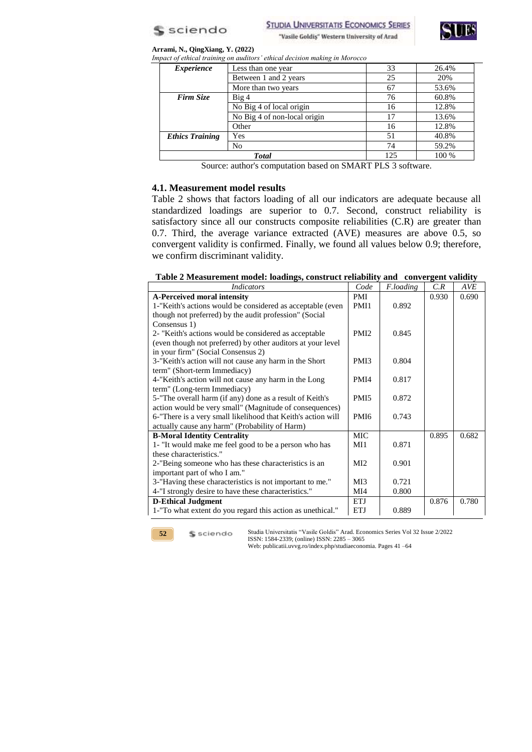| | | | |
|---|---|---|---|
| ***Experience*** | Less than one year | 33 | 26.4% |
| | Between 1 and 2 years | 25 | 20% |
| | More than two years | 67 | 53.6% |
| ***Firm Size*** | Big 4 | 76 | 60.8% |
| | No Big 4 of local origin | 16 | 12.8% |
| | No Big 4 of non-local origin | 17 | 13.6% |
| | Other | 16 | 12.8% |
| ***Ethics Training*** | Yes | 51 | 40.8% |
| | No | 74 | 59.2% |
| ***Total*** | | 125 | 100 % |

Source: author's computation based on SMART PLS 3 software.

### 4.1. Measurement model results

Table 2 shows that factors loading of all our indicators are adequate because all standardized loadings are superior to 0.7. Second, construct reliability is satisfactory since all our constructs composite reliabilities (C.R) are greater than 0.7. Third, the average variance extracted (AVE) measures are above 0.5, so convergent validity is confirmed. Finally, we found all values below 0.9; therefore, we confirm discriminant validity.

**Table 2 Measurement model: loadings, construct reliability and convergent validity**

| *Indicators* | *Code* | *F.loading* | *C.R* | *AVE* |
|---|---|---|---|---|
| **A-Perceived moral intensity** | PMI | | 0.930 | 0.690 |
| 1-"Keith's actions would be considered as acceptable (even though not preferred) by the audit profession" (Social Consensus 1) | PMI1 | 0.892 | | |
| 2- "Keith's actions would be considered as acceptable (even though not preferred) by other auditors at your level in your firm" (Social Consensus 2) | PMI2 | 0.845 | | |
| 3-"Keith's action will not cause any harm in the Short term" (Short-term Immediacy) | PMI3 | 0.804 | | |
| 4-"Keith's action will not cause any harm in the Long term" (Long-term Immediacy) | PMI4 | 0.817 | | |
| 5-"The overall harm (if any) done as a result of Keith's action would be very small" (Magnitude of consequences) | PMI5 | 0.872 | | |
| 6-"There is a very small likelihood that Keith's action will actually cause any harm" (Probability of Harm) | PMI6 | 0.743 | | |
| **B-Moral Identity Centrality** | MIC | | 0.895 | 0.682 |
| 1- "It would make me feel good to be a person who has these characteristics." | MI1 | 0.871 | | |
| 2-"Being someone who has these characteristics is an important part of who I am." | MI2 | 0.901 | | |
| 3-"Having these characteristics is not important to me." | MI3 | 0.721 | | |
| 4-"I strongly desire to have these characteristics." | MI4 | 0.800 | | |
| **D-Ethical Judgment** | ETJ | | 0.876 | 0.780 |
| 1-"To what extent do you regard this action as unethical." | ETJ | 0.889 | | |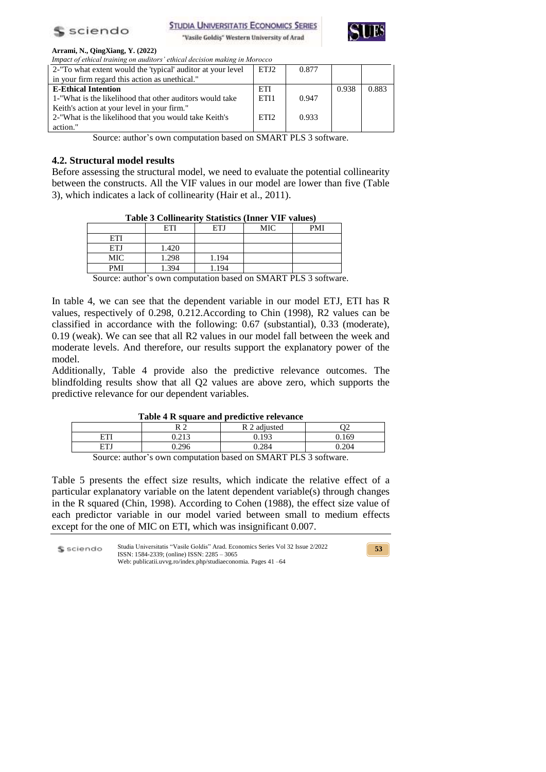| | | | | |
|---|---|---|---|---|
| 2-"To what extent would the 'typical' auditor at your level in your firm regard this action as unethical." | ETJ2 | 0.877 | | |
| **E-Ethical Intention** | ETI | | 0.938 | 0.883 |
| 1-"What is the likelihood that other auditors would take Keith's action at your level in your firm." | ETI1 | 0.947 | | |
| 2-"What is the likelihood that you would take Keith's action." | ETI2 | 0.933 | | |

Source: author's own computation based on SMART PLS 3 software.

### 4.2. Structural model results

Before assessing the structural model, we need to evaluate the potential collinearity between the constructs. All the VIF values in our model are lower than five (Table 3), which indicates a lack of collinearity (Hair et al., 2011).

**Table 3 Collinearity Statistics (Inner VIF values)**

| | ETI | ETJ | MIC | PMI |
|---|---|---|---|---|
| ETI | | | | |
| ETJ | 1.420 | | | |
| MIC | 1.298 | 1.194 | | |
| PMI | 1.394 | 1.194 | | |

Source: author's own computation based on SMART PLS 3 software.

In table 4, we can see that the dependent variable in our model ETJ, ETI has R values, respectively of 0.298, 0.212.According to Chin (1998), R2 values can be classified in accordance with the following: 0.67 (substantial), 0.33 (moderate), 0.19 (weak). We can see that all R2 values in our model fall between the week and moderate levels. And therefore, our results support the explanatory power of the model.

Additionally, Table 4 provide also the predictive relevance outcomes. The blindfolding results show that all Q2 values are above zero, which supports the predictive relevance for our dependent variables.

**Table 4 R square and predictive relevance**

| | R 2 | R 2 adjusted | Q2 |
|---|---|---|---|
| ETI | 0.213 | 0.193 | 0.169 |
| ETJ | 0.296 | 0.284 | 0.204 |

Source: author's own computation based on SMART PLS 3 software.

Table 5 presents the effect size results, which indicate the relative effect of a particular explanatory variable on the latent dependent variable(s) through changes in the R squared (Chin, 1998). According to Cohen (1988), the effect size value of each predictor variable in our model varied between small to medium effects except for the one of MIC on ETI, which was insignificant 0.007.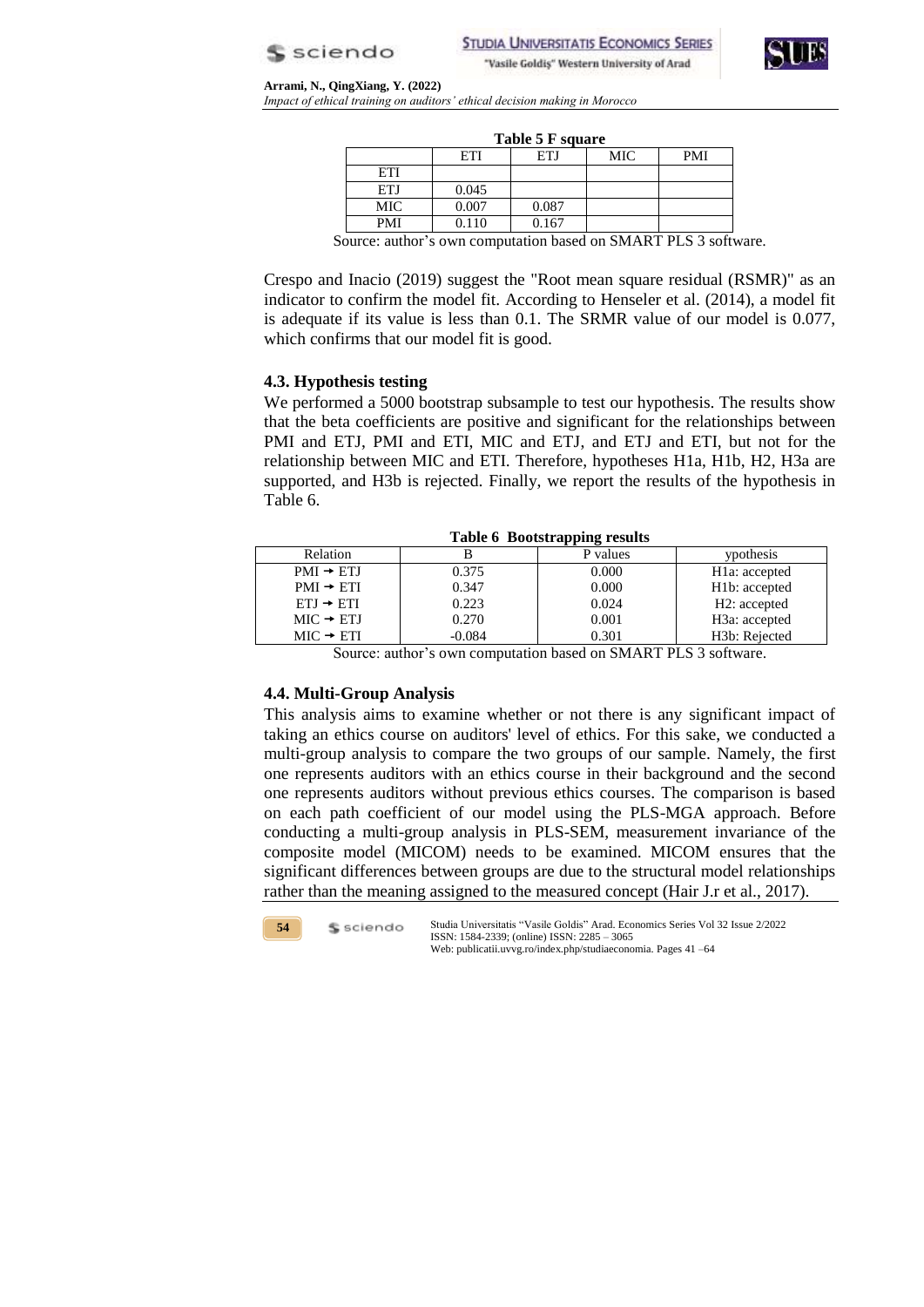**Table 5 F square**

| | ETI | ETJ | MIC | PMI |
|---|---|---|---|---|
| ETI | | | | |
| ETJ | 0.045 | | | |
| MIC | 0.007 | 0.087 | | |
| PMI | 0.110 | 0.167 | | |

Source: author's own computation based on SMART PLS 3 software.

Crespo and Inacio (2019) suggest the "Root mean square residual (RSMR)" as an indicator to confirm the model fit. According to Henseler et al. (2014), a model fit is adequate if its value is less than 0.1. The SRMR value of our model is 0.077, which confirms that our model fit is good.

### 4.3. Hypothesis testing

We performed a 5000 bootstrap subsample to test our hypothesis. The results show that the beta coefficients are positive and significant for the relationships between PMI and ETJ, PMI and ETI, MIC and ETJ, and ETJ and ETI, but not for the relationship between MIC and ETI. Therefore, hypotheses H1a, H1b, H2, H3a are supported, and H3b is rejected. Finally, we report the results of the hypothesis in Table 6.

**Table 6 Bootstrapping results**

| Relation | B | P values | ypothesis |
|---|---|---|---|
| PMI → ETJ | 0.375 | 0.000 | H1a: accepted |
| PMI → ETI | 0.347 | 0.000 | H1b: accepted |
| ETJ → ETI | 0.223 | 0.024 | H2: accepted |
| MIC → ETJ | 0.270 | 0.001 | H3a: accepted |
| MIC → ETI | -0.084 | 0.301 | H3b: Rejected |

Source: author's own computation based on SMART PLS 3 software.

### 4.4. Multi-Group Analysis

This analysis aims to examine whether or not there is any significant impact of taking an ethics course on auditors' level of ethics. For this sake, we conducted a multi-group analysis to compare the two groups of our sample. Namely, the first one represents auditors with an ethics course in their background and the second one represents auditors without previous ethics courses. The comparison is based on each path coefficient of our model using the PLS-MGA approach. Before conducting a multi-group analysis in PLS-SEM, measurement invariance of the composite model (MICOM) needs to be examined. MICOM ensures that the significant differences between groups are due to the structural model relationships rather than the meaning assigned to the measured concept (Hair J.r et al., 2017).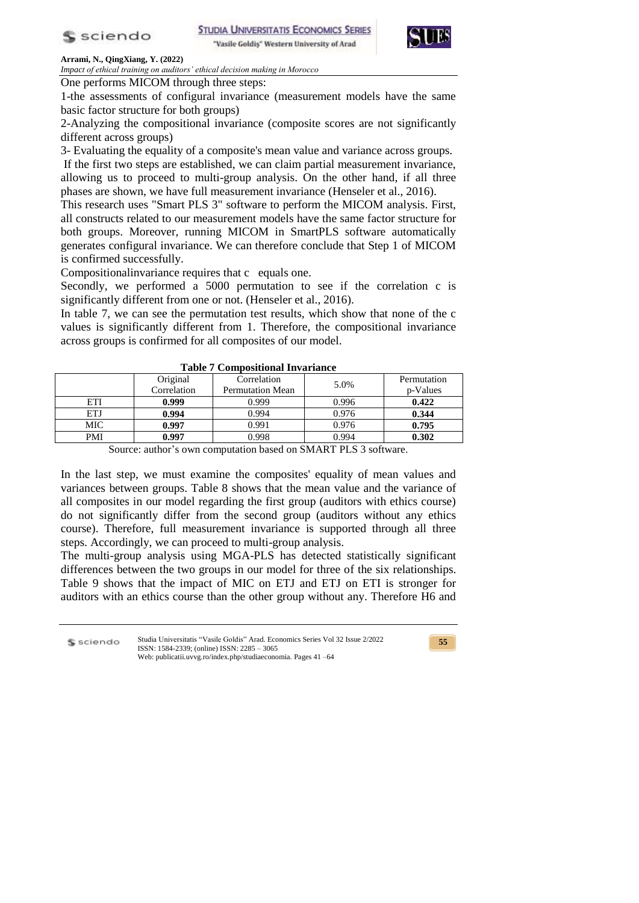One performs MICOM through three steps:

1-the assessments of configural invariance (measurement models have the same basic factor structure for both groups)

2-Analyzing the compositional invariance (composite scores are not significantly different across groups)

3- Evaluating the equality of a composite's mean value and variance across groups.

If the first two steps are established, we can claim partial measurement invariance, allowing us to proceed to multi-group analysis. On the other hand, if all three phases are shown, we have full measurement invariance (Henseler et al., 2016).

This research uses "Smart PLS 3" software to perform the MICOM analysis. First, all constructs related to our measurement models have the same factor structure for both groups. Moreover, running MICOM in SmartPLS software automatically generates configural invariance. We can therefore conclude that Step 1 of MICOM is confirmed successfully.

Compositionalinvariance requires that c  equals one.

Secondly, we performed a 5000 permutation to see if the correlation c is significantly different from one or not. (Henseler et al., 2016).

In table 7, we can see the permutation test results, which show that none of the c values is significantly different from 1. Therefore, the compositional invariance across groups is confirmed for all composites of our model.

**Table 7 Compositional Invariance**

| | Original Correlation | Correlation Permutation Mean | 5.0% | Permutation p-Values |
|---|---|---|---|---|
| ETI | **0.999** | 0.999 | 0.996 | **0.422** |
| ETJ | **0.994** | 0.994 | 0.976 | **0.344** |
| MIC | **0.997** | 0.991 | 0.976 | **0.795** |
| PMI | **0.997** | 0.998 | 0.994 | **0.302** |

Source: author's own computation based on SMART PLS 3 software.

In the last step, we must examine the composites' equality of mean values and variances between groups. Table 8 shows that the mean value and the variance of all composites in our model regarding the first group (auditors with ethics course) do not significantly differ from the second group (auditors without any ethics course). Therefore, full measurement invariance is supported through all three steps. Accordingly, we can proceed to multi-group analysis.

The multi-group analysis using MGA-PLS has detected statistically significant differences between the two groups in our model for three of the six relationships. Table 9 shows that the impact of MIC on ETJ and ETJ on ETI is stronger for auditors with an ethics course than the other group without any. Therefore H6 and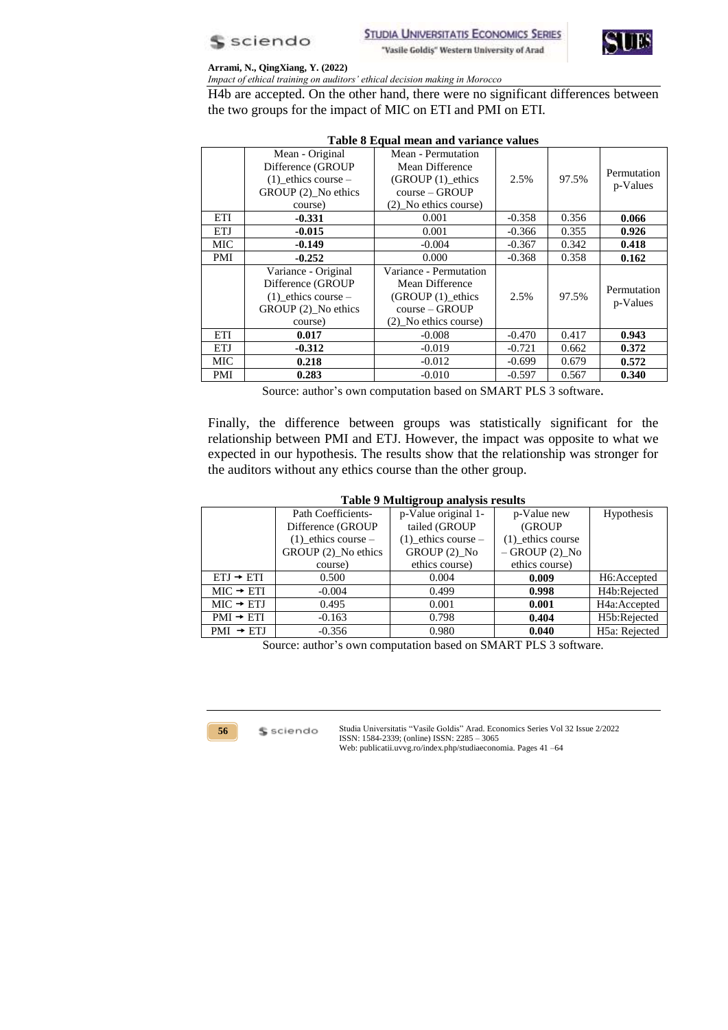H4b are accepted. On the other hand, there were no significant differences between the two groups for the impact of MIC on ETI and PMI on ETI.

**Table 8 Equal mean and variance values**

| | Mean - Original Difference (GROUP (1)_ethics course – GROUP (2)_No ethics course) | Mean - Permutation Mean Difference (GROUP (1)_ethics course – GROUP (2)_No ethics course) | 2.5% | 97.5% | Permutation p-Values |
|---|---|---|---|---|---|
| ETI | **-0.331** | 0.001 | -0.358 | 0.356 | **0.066** |
| ETJ | **-0.015** | 0.001 | -0.366 | 0.355 | **0.926** |
| MIC | **-0.149** | -0.004 | -0.367 | 0.342 | **0.418** |
| PMI | **-0.252** | 0.000 | -0.368 | 0.358 | **0.162** |
| | Variance - Original Difference (GROUP (1)_ethics course – GROUP (2)_No ethics course) | Variance - Permutation Mean Difference (GROUP (1)_ethics course – GROUP (2)_No ethics course) | 2.5% | 97.5% | Permutation p-Values |
| ETI | **0.017** | -0.008 | -0.470 | 0.417 | **0.943** |
| ETJ | **-0.312** | -0.019 | -0.721 | 0.662 | **0.372** |
| MIC | **0.218** | -0.012 | -0.699 | 0.679 | **0.572** |
| PMI | **0.283** | -0.010 | -0.597 | 0.567 | **0.340** |

Source: author's own computation based on SMART PLS 3 software.

Finally, the difference between groups was statistically significant for the relationship between PMI and ETJ. However, the impact was opposite to what we expected in our hypothesis. The results show that the relationship was stronger for the auditors without any ethics course than the other group.

**Table 9 Multigroup analysis results**

| | Path Coefficients-Difference (GROUP (1)_ethics course – GROUP (2)_No ethics course) | p-Value original 1-tailed (GROUP (1)_ethics course – GROUP (2)_No ethics course) | p-Value new (GROUP (1)_ethics course – GROUP (2)_No ethics course) | Hypothesis |
|---|---|---|---|---|
| ETJ → ETI | 0.500 | 0.004 | **0.009** | H6:Accepted |
| MIC → ETI | -0.004 | 0.499 | **0.998** | H4b:Rejected |
| MIC → ETJ | 0.495 | 0.001 | **0.001** | H4a:Accepted |
| PMI → ETI | -0.163 | 0.798 | **0.404** | H5b:Rejected |
| PMI → ETJ | -0.356 | 0.980 | **0.040** | H5a: Rejected |

Source: author's own computation based on SMART PLS 3 software.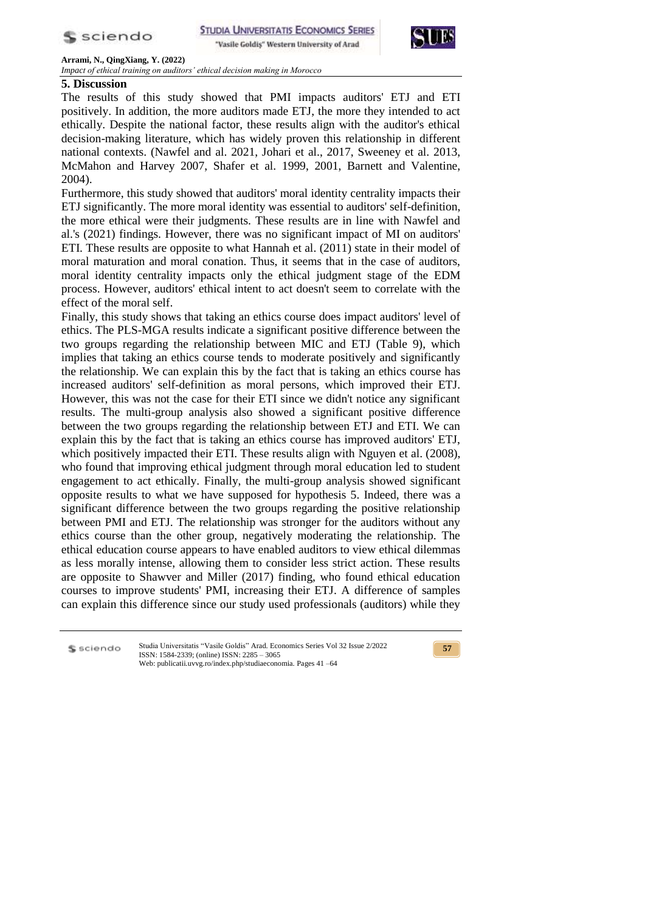## 5. Discussion

The results of this study showed that PMI impacts auditors' ETJ and ETI positively. In addition, the more auditors made ETJ, the more they intended to act ethically. Despite the national factor, these results align with the auditor's ethical decision-making literature, which has widely proven this relationship in different national contexts. (Nawfel and al. 2021, Johari et al., 2017, Sweeney et al. 2013, McMahon and Harvey 2007, Shafer et al. 1999, 2001, Barnett and Valentine, 2004).

Furthermore, this study showed that auditors' moral identity centrality impacts their ETJ significantly. The more moral identity was essential to auditors' self-definition, the more ethical were their judgments. These results are in line with Nawfel and al.'s (2021) findings. However, there was no significant impact of MI on auditors' ETI. These results are opposite to what Hannah et al. (2011) state in their model of moral maturation and moral conation. Thus, it seems that in the case of auditors, moral identity centrality impacts only the ethical judgment stage of the EDM process. However, auditors' ethical intent to act doesn't seem to correlate with the effect of the moral self.

Finally, this study shows that taking an ethics course does impact auditors' level of ethics. The PLS-MGA results indicate a significant positive difference between the two groups regarding the relationship between MIC and ETJ (Table 9), which implies that taking an ethics course tends to moderate positively and significantly the relationship. We can explain this by the fact that is taking an ethics course has increased auditors' self-definition as moral persons, which improved their ETJ. However, this was not the case for their ETI since we didn't notice any significant results. The multi-group analysis also showed a significant positive difference between the two groups regarding the relationship between ETJ and ETI. We can explain this by the fact that is taking an ethics course has improved auditors' ETJ, which positively impacted their ETI. These results align with Nguyen et al. (2008), who found that improving ethical judgment through moral education led to student engagement to act ethically. Finally, the multi-group analysis showed significant opposite results to what we have supposed for hypothesis 5. Indeed, there was a significant difference between the two groups regarding the positive relationship between PMI and ETJ. The relationship was stronger for the auditors without any ethics course than the other group, negatively moderating the relationship. The ethical education course appears to have enabled auditors to view ethical dilemmas as less morally intense, allowing them to consider less strict action. These results are opposite to Shawver and Miller (2017) finding, who found ethical education courses to improve students' PMI, increasing their ETJ. A difference of samples can explain this difference since our study used professionals (auditors) while they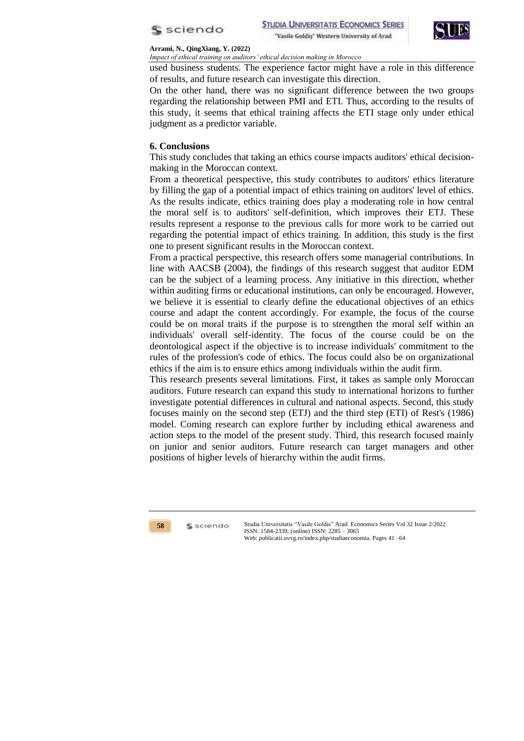used business students. The experience factor might have a role in this difference of results, and future research can investigate this direction.

On the other hand, there was no significant difference between the two groups regarding the relationship between PMI and ETI. Thus, according to the results of this study, it seems that ethical training affects the ETI stage only under ethical judgment as a predictor variable.

## 6. Conclusions

This study concludes that taking an ethics course impacts auditors' ethical decision-making in the Moroccan context.

From a theoretical perspective, this study contributes to auditors' ethics literature by filling the gap of a potential impact of ethics training on auditors' level of ethics. As the results indicate, ethics training does play a moderating role in how central the moral self is to auditors' self-definition, which improves their ETJ. These results represent a response to the previous calls for more work to be carried out regarding the potential impact of ethics training. In addition, this study is the first one to present significant results in the Moroccan context.

From a practical perspective, this research offers some managerial contributions. In line with AACSB (2004), the findings of this research suggest that auditor EDM can be the subject of a learning process. Any initiative in this direction, whether within auditing firms or educational institutions, can only be encouraged. However, we believe it is essential to clearly define the educational objectives of an ethics course and adapt the content accordingly. For example, the focus of the course could be on moral traits if the purpose is to strengthen the moral self within an individuals' overall self-identity. The focus of the course could be on the deontological aspect if the objective is to increase individuals' commitment to the rules of the profession's code of ethics. The focus could also be on organizational ethics if the aim is to ensure ethics among individuals within the audit firm.

This research presents several limitations. First, it takes as sample only Moroccan auditors. Future research can expand this study to international horizons to further investigate potential differences in cultural and national aspects. Second, this study focuses mainly on the second step (ETJ) and the third step (ETI) of Rest's (1986) model. Coming research can explore further by including ethical awareness and action steps to the model of the present study. Third, this research focused mainly on junior and senior auditors. Future research can target managers and other positions of higher levels of hierarchy within the audit firms.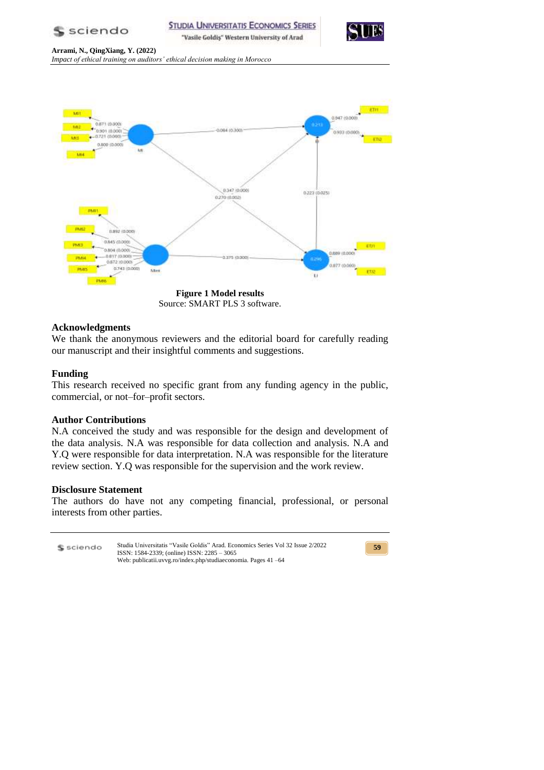**Figure 1 Model results**
Source: SMART PLS 3 software.

## Acknowledgments

We thank the anonymous reviewers and the editorial board for carefully reading our manuscript and their insightful comments and suggestions.

## Funding

This research received no specific grant from any funding agency in the public, commercial, or not–for–profit sectors.

## Author Contributions

N.A conceived the study and was responsible for the design and development of the data analysis. N.A was responsible for data collection and analysis. N.A and Y.Q were responsible for data interpretation. N.A was responsible for the literature review section. Y.Q was responsible for the supervision and the work review.

## Disclosure Statement

The authors do have not any competing financial, professional, or personal interests from other parties.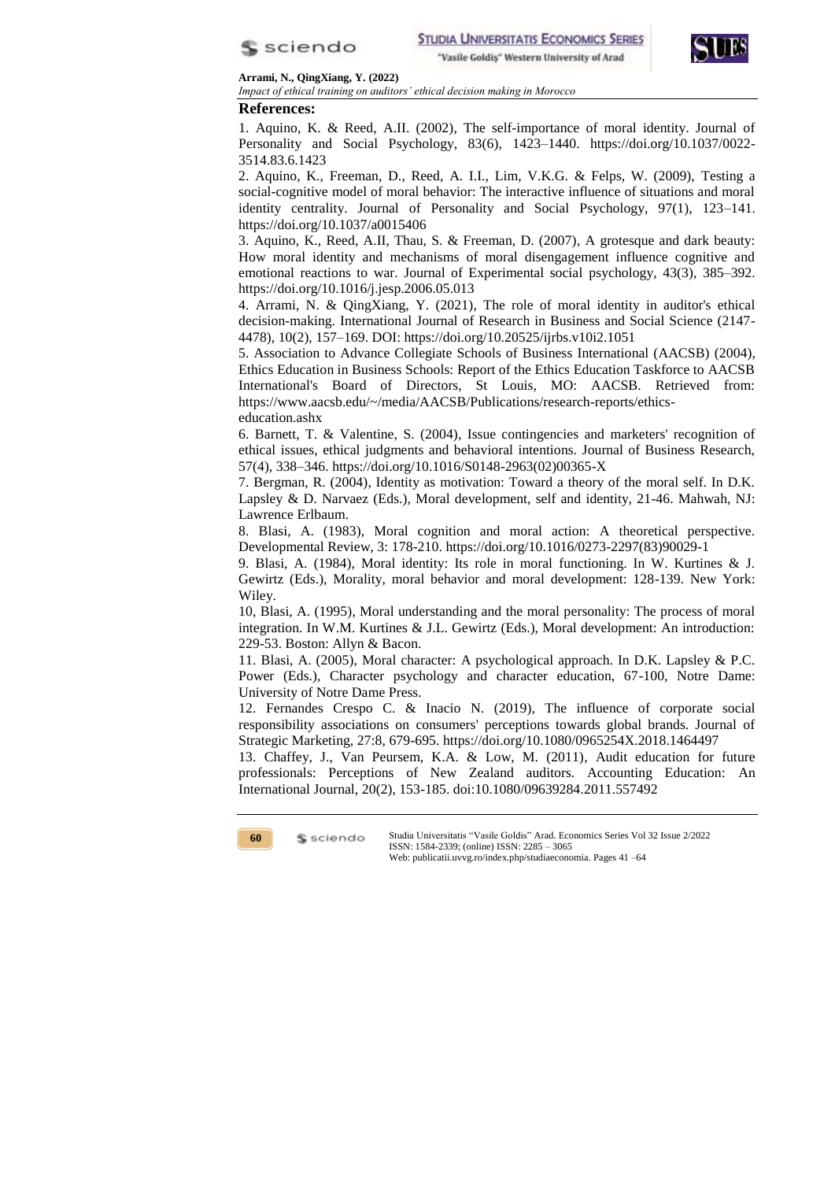## References:

1. Aquino, K. & Reed, A.II. (2002), The self-importance of moral identity. Journal of Personality and Social Psychology, 83(6), 1423–1440. https://doi.org/10.1037/0022-3514.83.6.1423

2. Aquino, K., Freeman, D., Reed, A. I.I., Lim, V.K.G. & Felps, W. (2009), Testing a social-cognitive model of moral behavior: The interactive influence of situations and moral identity centrality. Journal of Personality and Social Psychology, 97(1), 123–141. https://doi.org/10.1037/a0015406

3. Aquino, K., Reed, A.II, Thau, S. & Freeman, D. (2007), A grotesque and dark beauty: How moral identity and mechanisms of moral disengagement influence cognitive and emotional reactions to war. Journal of Experimental social psychology, 43(3), 385–392. https://doi.org/10.1016/j.jesp.2006.05.013

4. Arrami, N. & QingXiang, Y. (2021), The role of moral identity in auditor's ethical decision-making. International Journal of Research in Business and Social Science (2147-4478), 10(2), 157–169. DOI: https://doi.org/10.20525/ijrbs.v10i2.1051

5. Association to Advance Collegiate Schools of Business International (AACSB) (2004), Ethics Education in Business Schools: Report of the Ethics Education Taskforce to AACSB International's Board of Directors, St Louis, MO: AACSB. Retrieved from: https://www.aacsb.edu/~/media/AACSB/Publications/research-reports/ethics-education.ashx

6. Barnett, T. & Valentine, S. (2004), Issue contingencies and marketers' recognition of ethical issues, ethical judgments and behavioral intentions. Journal of Business Research, 57(4), 338–346. https://doi.org/10.1016/S0148-2963(02)00365-X

7. Bergman, R. (2004), Identity as motivation: Toward a theory of the moral self. In D.K. Lapsley & D. Narvaez (Eds.), Moral development, self and identity, 21-46. Mahwah, NJ: Lawrence Erlbaum.

8. Blasi, A. (1983), Moral cognition and moral action: A theoretical perspective. Developmental Review, 3: 178-210. https://doi.org/10.1016/0273-2297(83)90029-1

9. Blasi, A. (1984), Moral identity: Its role in moral functioning. In W. Kurtines & J. Gewirtz (Eds.), Morality, moral behavior and moral development: 128-139. New York: Wiley.

10, Blasi, A. (1995), Moral understanding and the moral personality: The process of moral integration. In W.M. Kurtines & J.L. Gewirtz (Eds.), Moral development: An introduction: 229-53. Boston: Allyn & Bacon.

11. Blasi, A. (2005), Moral character: A psychological approach. In D.K. Lapsley & P.C. Power (Eds.), Character psychology and character education, 67-100, Notre Dame: University of Notre Dame Press.

12. Fernandes Crespo C. & Inacio N. (2019), The influence of corporate social responsibility associations on consumers' perceptions towards global brands. Journal of Strategic Marketing, 27:8, 679-695. https://doi.org/10.1080/0965254X.2018.1464497

13. Chaffey, J., Van Peursem, K.A. & Low, M. (2011), Audit education for future professionals: Perceptions of New Zealand auditors. Accounting Education: An International Journal, 20(2), 153-185. doi:10.1080/09639284.2011.557492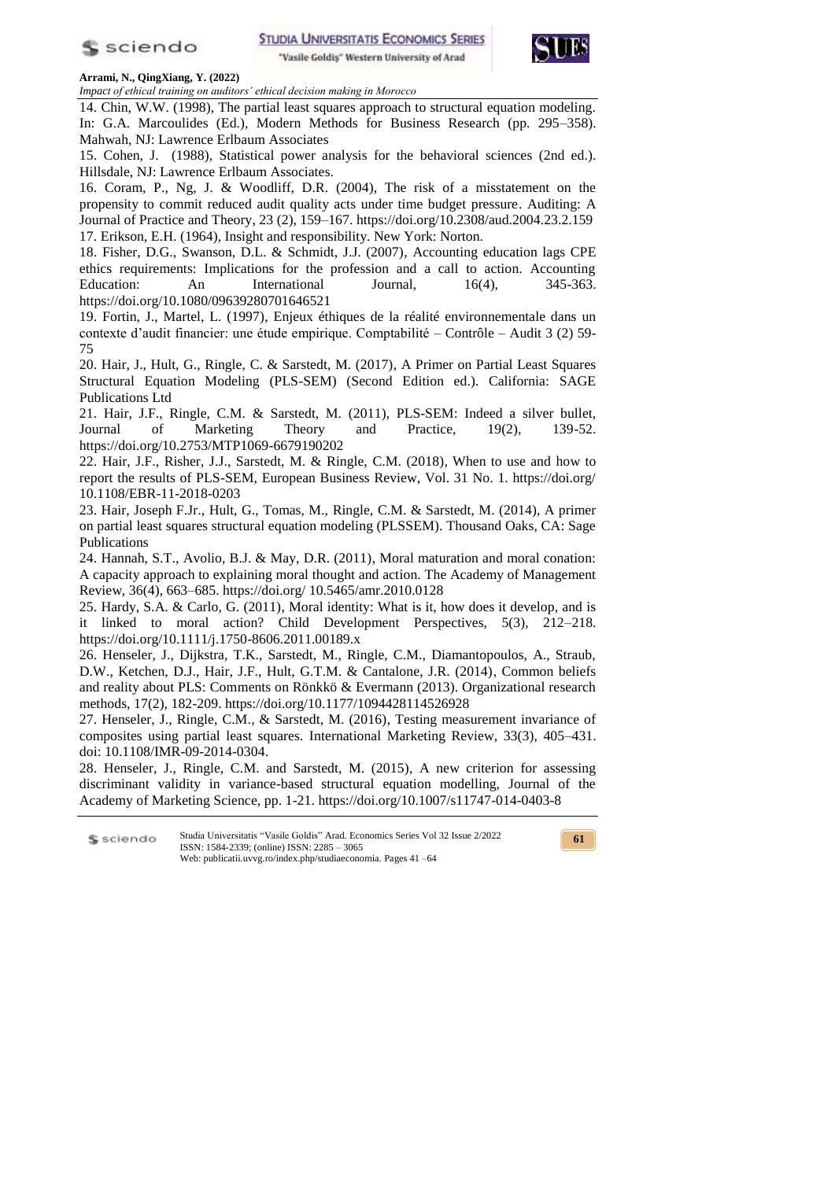14. Chin, W.W. (1998), The partial least squares approach to structural equation modeling. In: G.A. Marcoulides (Ed.), Modern Methods for Business Research (pp. 295–358). Mahwah, NJ: Lawrence Erlbaum Associates

15. Cohen, J. (1988), Statistical power analysis for the behavioral sciences (2nd ed.). Hillsdale, NJ: Lawrence Erlbaum Associates.

16. Coram, P., Ng, J. & Woodliff, D.R. (2004), The risk of a misstatement on the propensity to commit reduced audit quality acts under time budget pressure. Auditing: A Journal of Practice and Theory, 23 (2), 159–167. https://doi.org/10.2308/aud.2004.23.2.159

17. Erikson, E.H. (1964), Insight and responsibility. New York: Norton.

18. Fisher, D.G., Swanson, D.L. & Schmidt, J.J. (2007), Accounting education lags CPE ethics requirements: Implications for the profession and a call to action. Accounting Education: An International Journal, 16(4), 345-363. https://doi.org/10.1080/09639280701646521

19. Fortin, J., Martel, L. (1997), Enjeux éthiques de la réalité environnementale dans un contexte d'audit financier: une étude empirique. Comptabilité – Contrôle – Audit 3 (2) 59-75

20. Hair, J., Hult, G., Ringle, C. & Sarstedt, M. (2017), A Primer on Partial Least Squares Structural Equation Modeling (PLS-SEM) (Second Edition ed.). California: SAGE Publications Ltd

21. Hair, J.F., Ringle, C.M. & Sarstedt, M. (2011), PLS-SEM: Indeed a silver bullet, Journal of Marketing Theory and Practice, 19(2), 139-52. https://doi.org/10.2753/MTP1069-6679190202

22. Hair, J.F., Risher, J.J., Sarstedt, M. & Ringle, C.M. (2018), When to use and how to report the results of PLS-SEM, European Business Review, Vol. 31 No. 1. https://doi.org/ 10.1108/EBR-11-2018-0203

23. Hair, Joseph F.Jr., Hult, G., Tomas, M., Ringle, C.M. & Sarstedt, M. (2014), A primer on partial least squares structural equation modeling (PLSSEM). Thousand Oaks, CA: Sage Publications

24. Hannah, S.T., Avolio, B.J. & May, D.R. (2011), Moral maturation and moral conation: A capacity approach to explaining moral thought and action. The Academy of Management Review, 36(4), 663–685. https://doi.org/ 10.5465/amr.2010.0128

25. Hardy, S.A. & Carlo, G. (2011), Moral identity: What is it, how does it develop, and is it linked to moral action? Child Development Perspectives, 5(3), 212–218. https://doi.org/10.1111/j.1750-8606.2011.00189.x

26. Henseler, J., Dijkstra, T.K., Sarstedt, M., Ringle, C.M., Diamantopoulos, A., Straub, D.W., Ketchen, D.J., Hair, J.F., Hult, G.T.M. & Cantalone, J.R. (2014), Common beliefs and reality about PLS: Comments on Rönkkö & Evermann (2013). Organizational research methods, 17(2), 182-209. https://doi.org/10.1177/1094428114526928

27. Henseler, J., Ringle, C.M., & Sarstedt, M. (2016), Testing measurement invariance of composites using partial least squares. International Marketing Review, 33(3), 405–431. doi: 10.1108/IMR-09-2014-0304.

28. Henseler, J., Ringle, C.M. and Sarstedt, M. (2015), A new criterion for assessing discriminant validity in variance-based structural equation modelling, Journal of the Academy of Marketing Science, pp. 1-21. https://doi.org/10.1007/s11747-014-0403-8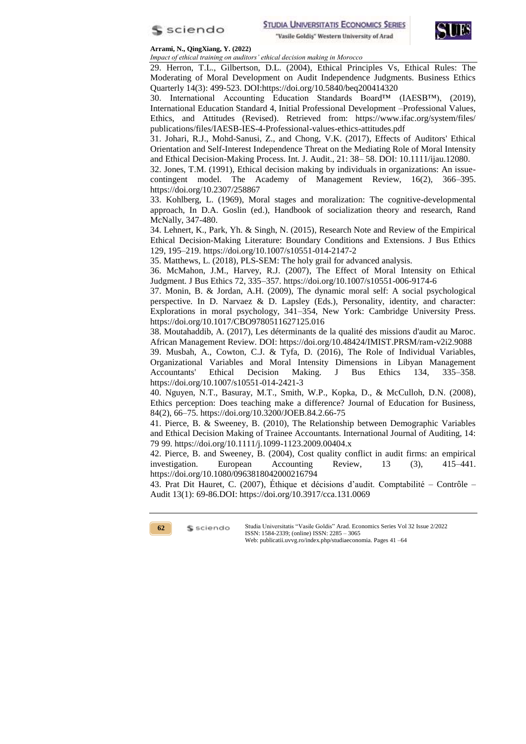29. Herron, T.L., Gilbertson, D.L. (2004), Ethical Principles Vs, Ethical Rules: The Moderating of Moral Development on Audit Independence Judgments. Business Ethics Quarterly 14(3): 499-523. DOI:https://doi.org/10.5840/beq200414320

30. International Accounting Education Standards Board™ (IAESB™), (2019), International Education Standard 4, Initial Professional Development –Professional Values, Ethics, and Attitudes (Revised). Retrieved from: https://www.ifac.org/system/files/publications/files/IAESB-IES-4-Professional-values-ethics-attitudes.pdf

31. Johari, R.J., Mohd-Sanusi, Z., and Chong, V.K. (2017), Effects of Auditors' Ethical Orientation and Self-Interest Independence Threat on the Mediating Role of Moral Intensity and Ethical Decision-Making Process. Int. J. Audit., 21: 38– 58. DOI: 10.1111/ijau.12080.

32. Jones, T.M. (1991), Ethical decision making by individuals in organizations: An issue-contingent model. The Academy of Management Review, 16(2), 366–395. https://doi.org/10.2307/258867

33. Kohlberg, L. (1969), Moral stages and moralization: The cognitive-developmental approach, In D.A. Goslin (ed.), Handbook of socialization theory and research, Rand McNally, 347-480.

34. Lehnert, K., Park, Yh. & Singh, N. (2015), Research Note and Review of the Empirical Ethical Decision-Making Literature: Boundary Conditions and Extensions. J Bus Ethics 129, 195–219. https://doi.org/10.1007/s10551-014-2147-2

35. Matthews, L. (2018), PLS-SEM: The holy grail for advanced analysis.

36. McMahon, J.M., Harvey, R.J. (2007), The Effect of Moral Intensity on Ethical Judgment. J Bus Ethics 72, 335–357. https://doi.org/10.1007/s10551-006-9174-6

37. Monin, B. & Jordan, A.H. (2009), The dynamic moral self: A social psychological perspective. In D. Narvaez & D. Lapsley (Eds.), Personality, identity, and character: Explorations in moral psychology, 341–354, New York: Cambridge University Press. https://doi.org/10.1017/CBO9780511627125.016

38. Moutahaddib, A. (2017), Les déterminants de la qualité des missions d'audit au Maroc. African Management Review. DOI: https://doi.org/10.48424/IMIST.PRSM/ram-v2i2.9088

39. Musbah, A., Cowton, C.J. & Tyfa, D. (2016), The Role of Individual Variables, Organizational Variables and Moral Intensity Dimensions in Libyan Management Accountants' Ethical Decision Making. J Bus Ethics 134, 335–358. https://doi.org/10.1007/s10551-014-2421-3

40. Nguyen, N.T., Basuray, M.T., Smith, W.P., Kopka, D., & McCulloh, D.N. (2008), Ethics perception: Does teaching make a difference? Journal of Education for Business, 84(2), 66–75. https://doi.org/10.3200/JOEB.84.2.66-75

41. Pierce, B. & Sweeney, B. (2010), The Relationship between Demographic Variables and Ethical Decision Making of Trainee Accountants. International Journal of Auditing, 14: 79 99. https://doi.org/10.1111/j.1099-1123.2009.00404.x

42. Pierce, B. and Sweeney, B. (2004), Cost quality conflict in audit firms: an empirical investigation. European Accounting Review, 13 (3), 415–441. https://doi.org/10.1080/0963818042000216794

43. Prat Dit Hauret, C. (2007), Éthique et décisions d'audit. Comptabilité – Contrôle – Audit 13(1): 69-86.DOI: https://doi.org/10.3917/cca.131.0069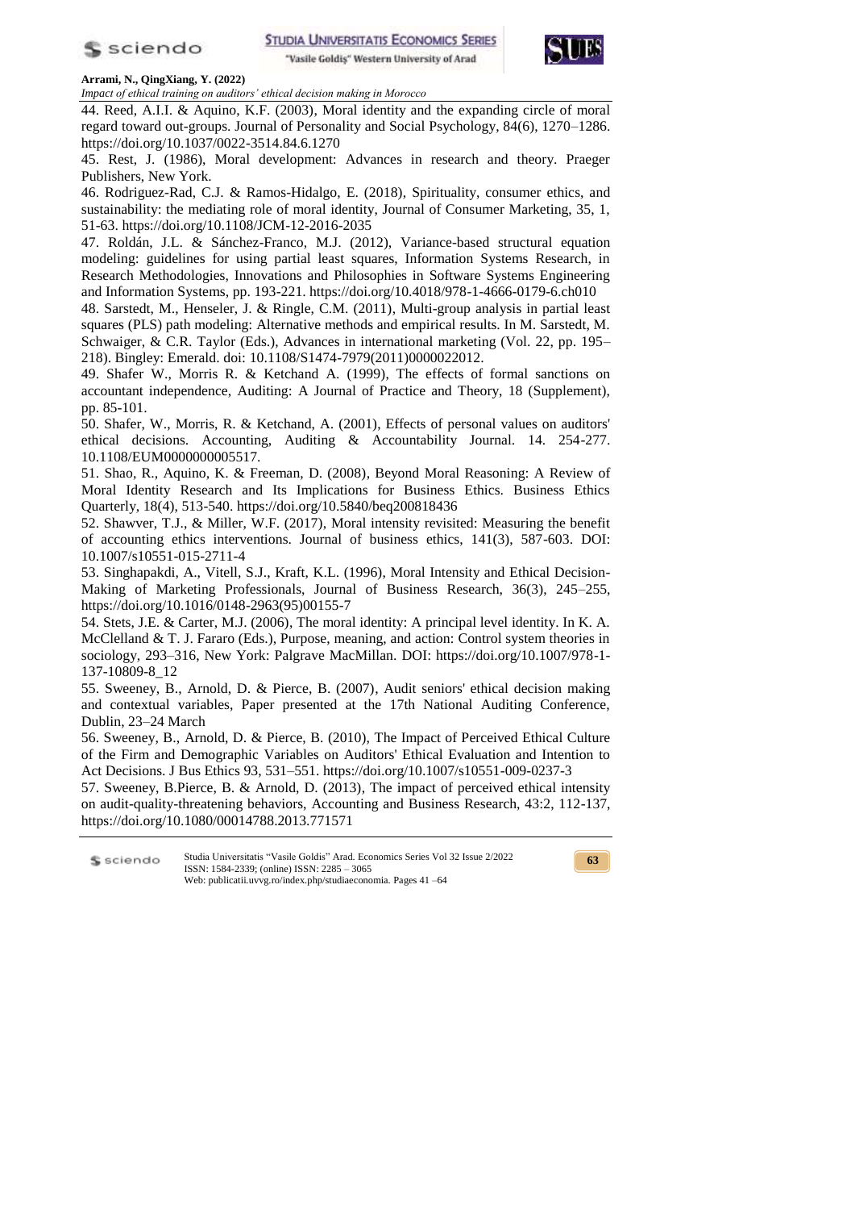44. Reed, A.I.I. & Aquino, K.F. (2003), Moral identity and the expanding circle of moral regard toward out-groups. Journal of Personality and Social Psychology, 84(6), 1270–1286. https://doi.org/10.1037/0022-3514.84.6.1270

45. Rest, J. (1986), Moral development: Advances in research and theory. Praeger Publishers, New York.

46. Rodriguez-Rad, C.J. & Ramos-Hidalgo, E. (2018), Spirituality, consumer ethics, and sustainability: the mediating role of moral identity, Journal of Consumer Marketing, 35, 1, 51-63. https://doi.org/10.1108/JCM-12-2016-2035

47. Roldán, J.L. & Sánchez-Franco, M.J. (2012), Variance-based structural equation modeling: guidelines for using partial least squares, Information Systems Research, in Research Methodologies, Innovations and Philosophies in Software Systems Engineering and Information Systems, pp. 193-221. https://doi.org/10.4018/978-1-4666-0179-6.ch010

48. Sarstedt, M., Henseler, J. & Ringle, C.M. (2011), Multi-group analysis in partial least squares (PLS) path modeling: Alternative methods and empirical results. In M. Sarstedt, M. Schwaiger, & C.R. Taylor (Eds.), Advances in international marketing (Vol. 22, pp. 195–218). Bingley: Emerald. doi: 10.1108/S1474-7979(2011)0000022012.

49. Shafer W., Morris R. & Ketchand A. (1999), The effects of formal sanctions on accountant independence, Auditing: A Journal of Practice and Theory, 18 (Supplement), pp. 85-101.

50. Shafer, W., Morris, R. & Ketchand, A. (2001), Effects of personal values on auditors' ethical decisions. Accounting, Auditing & Accountability Journal. 14. 254-277. 10.1108/EUM0000000005517.

51. Shao, R., Aquino, K. & Freeman, D. (2008), Beyond Moral Reasoning: A Review of Moral Identity Research and Its Implications for Business Ethics. Business Ethics Quarterly, 18(4), 513-540. https://doi.org/10.5840/beq200818436

52. Shawver, T.J., & Miller, W.F. (2017), Moral intensity revisited: Measuring the benefit of accounting ethics interventions. Journal of business ethics, 141(3), 587-603. DOI: 10.1007/s10551-015-2711-4

53. Singhapakdi, A., Vitell, S.J., Kraft, K.L. (1996), Moral Intensity and Ethical Decision-Making of Marketing Professionals, Journal of Business Research, 36(3), 245–255, https://doi.org/10.1016/0148-2963(95)00155-7

54. Stets, J.E. & Carter, M.J. (2006), The moral identity: A principal level identity. In K. A. McClelland & T. J. Fararo (Eds.), Purpose, meaning, and action: Control system theories in sociology, 293–316, New York: Palgrave MacMillan. DOI: https://doi.org/10.1007/978-1-137-10809-8_12

55. Sweeney, B., Arnold, D. & Pierce, B. (2007), Audit seniors' ethical decision making and contextual variables, Paper presented at the 17th National Auditing Conference, Dublin, 23–24 March

56. Sweeney, B., Arnold, D. & Pierce, B. (2010), The Impact of Perceived Ethical Culture of the Firm and Demographic Variables on Auditors' Ethical Evaluation and Intention to Act Decisions. J Bus Ethics 93, 531–551. https://doi.org/10.1007/s10551-009-0237-3

57. Sweeney, B.Pierce, B. & Arnold, D. (2013), The impact of perceived ethical intensity on audit-quality-threatening behaviors, Accounting and Business Research, 43:2, 112-137, https://doi.org/10.1080/00014788.2013.771571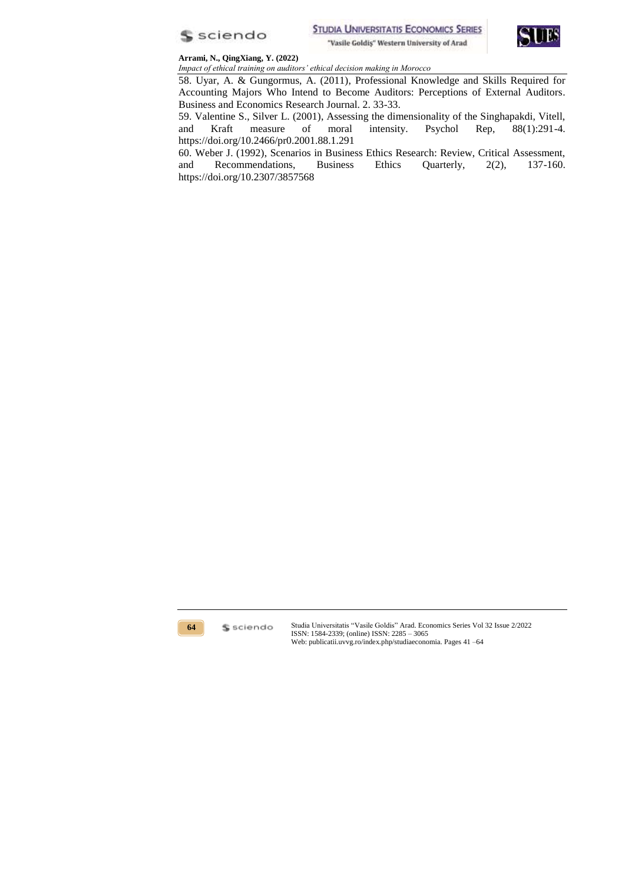58. Uyar, A. & Gungormus, A. (2011), Professional Knowledge and Skills Required for Accounting Majors Who Intend to Become Auditors: Perceptions of External Auditors. Business and Economics Research Journal. 2. 33-33.

59. Valentine S., Silver L. (2001), Assessing the dimensionality of the Singhapakdi, Vitell, and Kraft measure of moral intensity. Psychol Rep, 88(1):291-4. https://doi.org/10.2466/pr0.2001.88.1.291

60. Weber J. (1992), Scenarios in Business Ethics Research: Review, Critical Assessment, and Recommendations, Business Ethics Quarterly, 2(2), 137-160. https://doi.org/10.2307/3857568